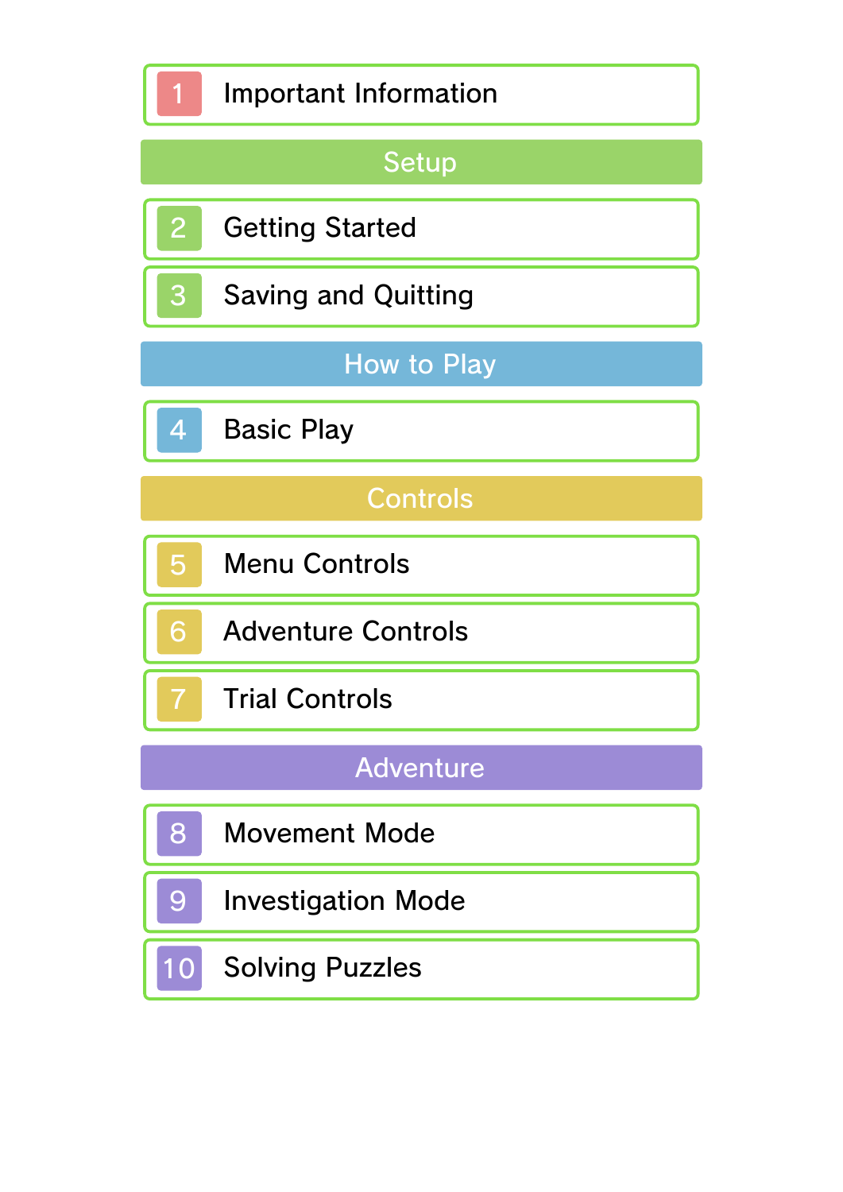1 Important Information

## Setup

2 Getting Started

3 Saving and Quitting

## How to Play

4 Basic Play

## Controls

5 Menu Controls

6 Adventure Controls

7 Trial Controls

## Adventure

8 Movement Mode

9 Investigation Mode

10 Solving Puzzles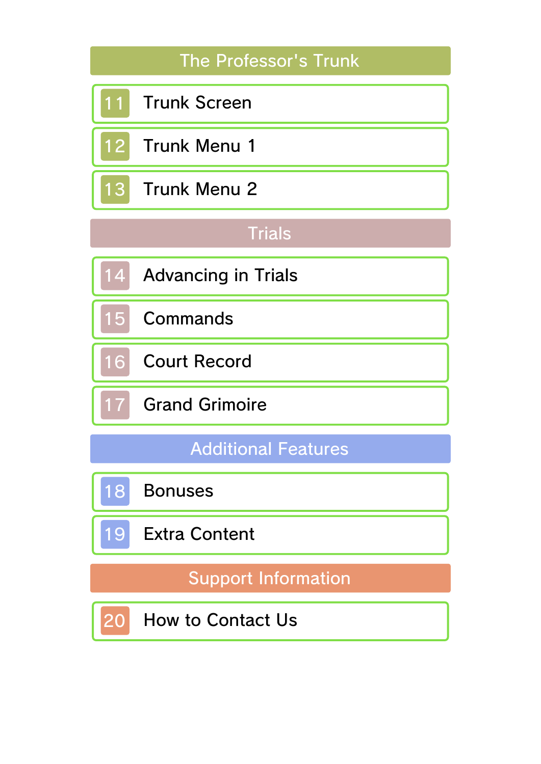## The Professor's Trunk

- 11 Trunk Screen
- 12 Trunk Menu 1
- 13 Trunk Menu 2

## Trials

- 14 Advancing in Trials
- 15 Commands
- 16 Court Record
- 17 Grand Grimoire

## Additional Features

- 18 Bonuses
- 19 Extra Content

## Support Information

- 20 How to Contact Us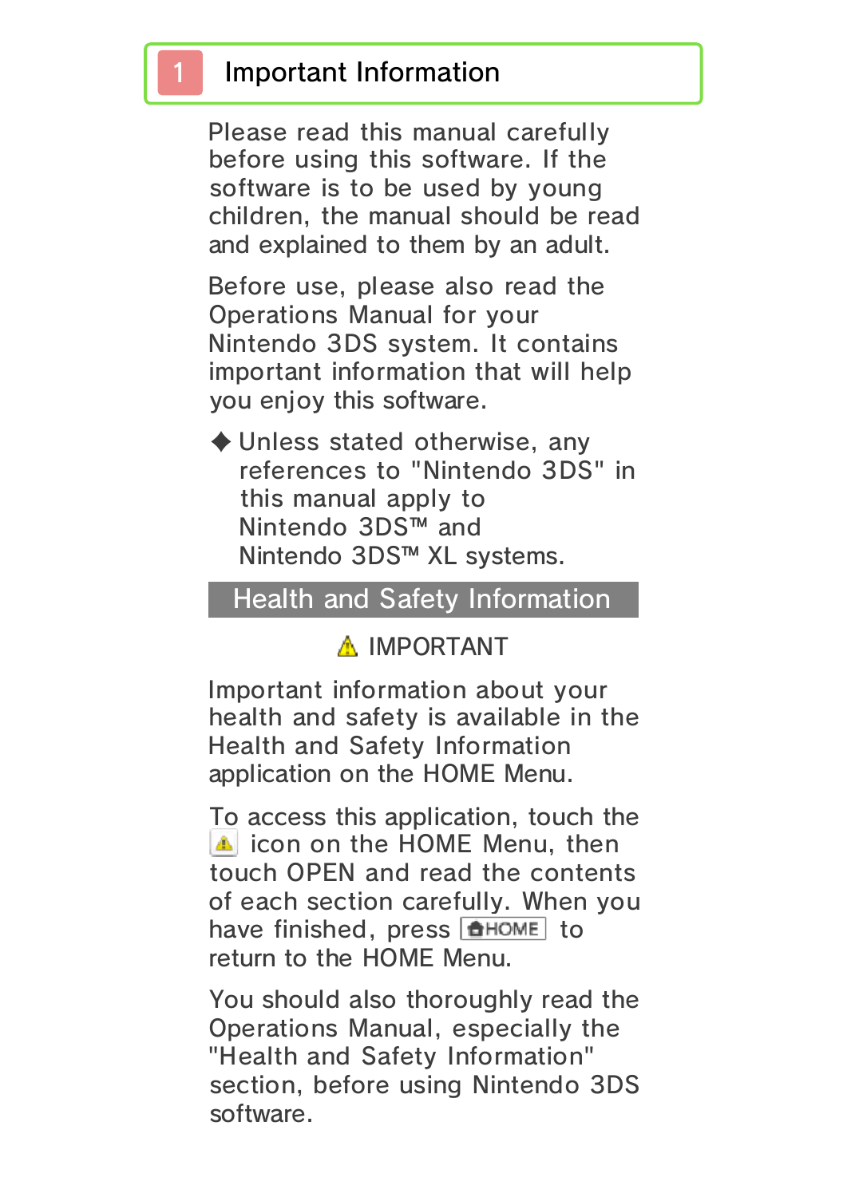# 1 Important Information

Please read this manual carefully before using this software. If the software is to be used by young children, the manual should be read and explained to them by an adult.

Before use, please also read the Operations Manual for your Nintendo 3DS system. It contains important information that will help you enjoy this software.

◆ Unless stated otherwise, any references to "Nintendo 3DS" in this manual apply to Nintendo 3DS™ and Nintendo 3DS™ XL systems.

## Health and Safety Information

⚠ IMPORTANT

Important information about your health and safety is available in the Health and Safety Information application on the HOME Menu.

To access this application, touch the ⚠ icon on the HOME Menu, then touch OPEN and read the contents of each section carefully. When you have finished, press HOME to return to the HOME Menu.

You should also thoroughly read the Operations Manual, especially the "Health and Safety Information" section, before using Nintendo 3DS software.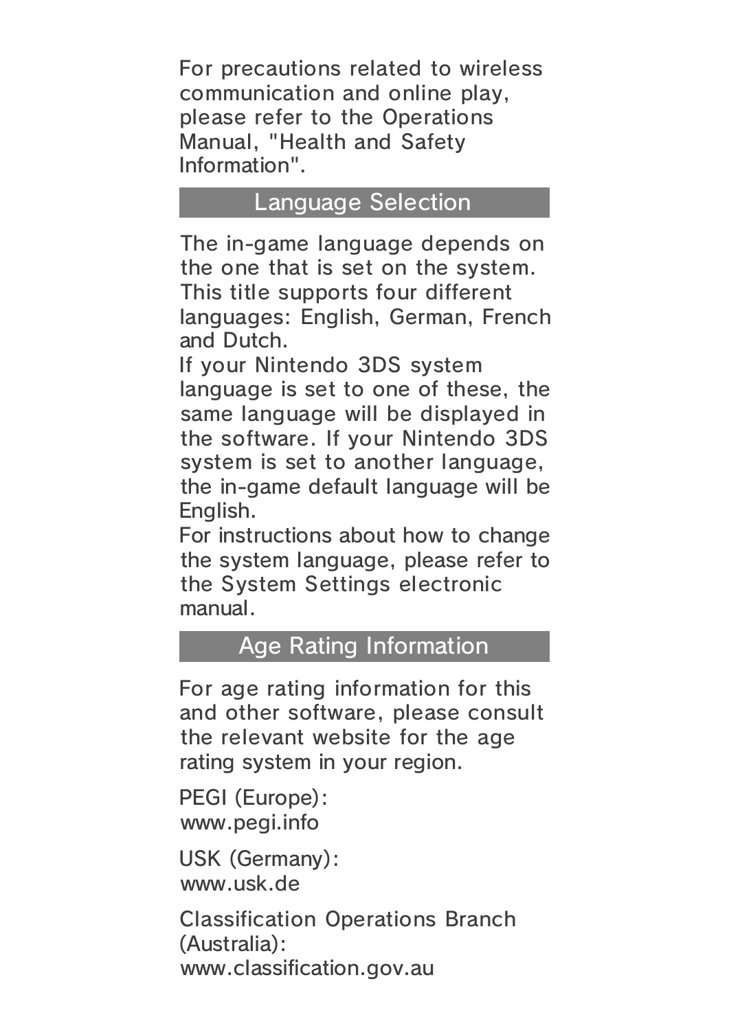For precautions related to wireless communication and online play, please refer to the Operations Manual, "Health and Safety Information".

## Language Selection

The in-game language depends on the one that is set on the system. This title supports four different languages: English, German, French and Dutch.
If your Nintendo 3DS system language is set to one of these, the same language will be displayed in the software. If your Nintendo 3DS system is set to another language, the in-game default language will be English.
For instructions about how to change the system language, please refer to the System Settings electronic manual.

## Age Rating Information

For age rating information for this and other software, please consult the relevant website for the age rating system in your region.

PEGI (Europe):
www.pegi.info

USK (Germany):
www.usk.de

Classification Operations Branch (Australia):
www.classification.gov.au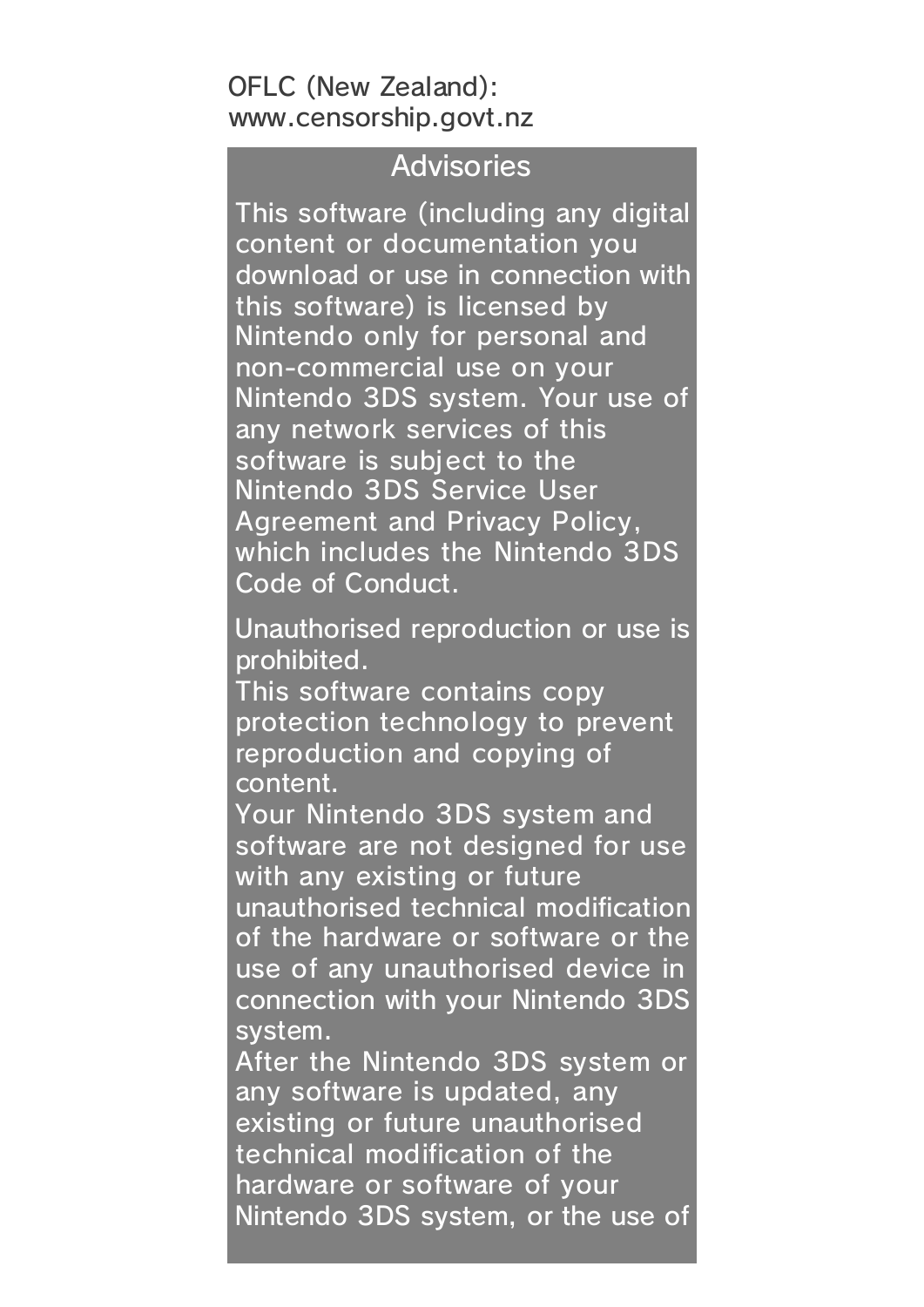OFLC (New Zealand):
www.censorship.govt.nz

## Advisories

This software (including any digital content or documentation you download or use in connection with this software) is licensed by Nintendo only for personal and non-commercial use on your Nintendo 3DS system. Your use of any network services of this software is subject to the Nintendo 3DS Service User Agreement and Privacy Policy, which includes the Nintendo 3DS Code of Conduct.

Unauthorised reproduction or use is prohibited.
This software contains copy protection technology to prevent reproduction and copying of content.
Your Nintendo 3DS system and software are not designed for use with any existing or future unauthorised technical modification of the hardware or software or the use of any unauthorised device in connection with your Nintendo 3DS system.
After the Nintendo 3DS system or any software is updated, any existing or future unauthorised technical modification of the hardware or software of your Nintendo 3DS system, or the use of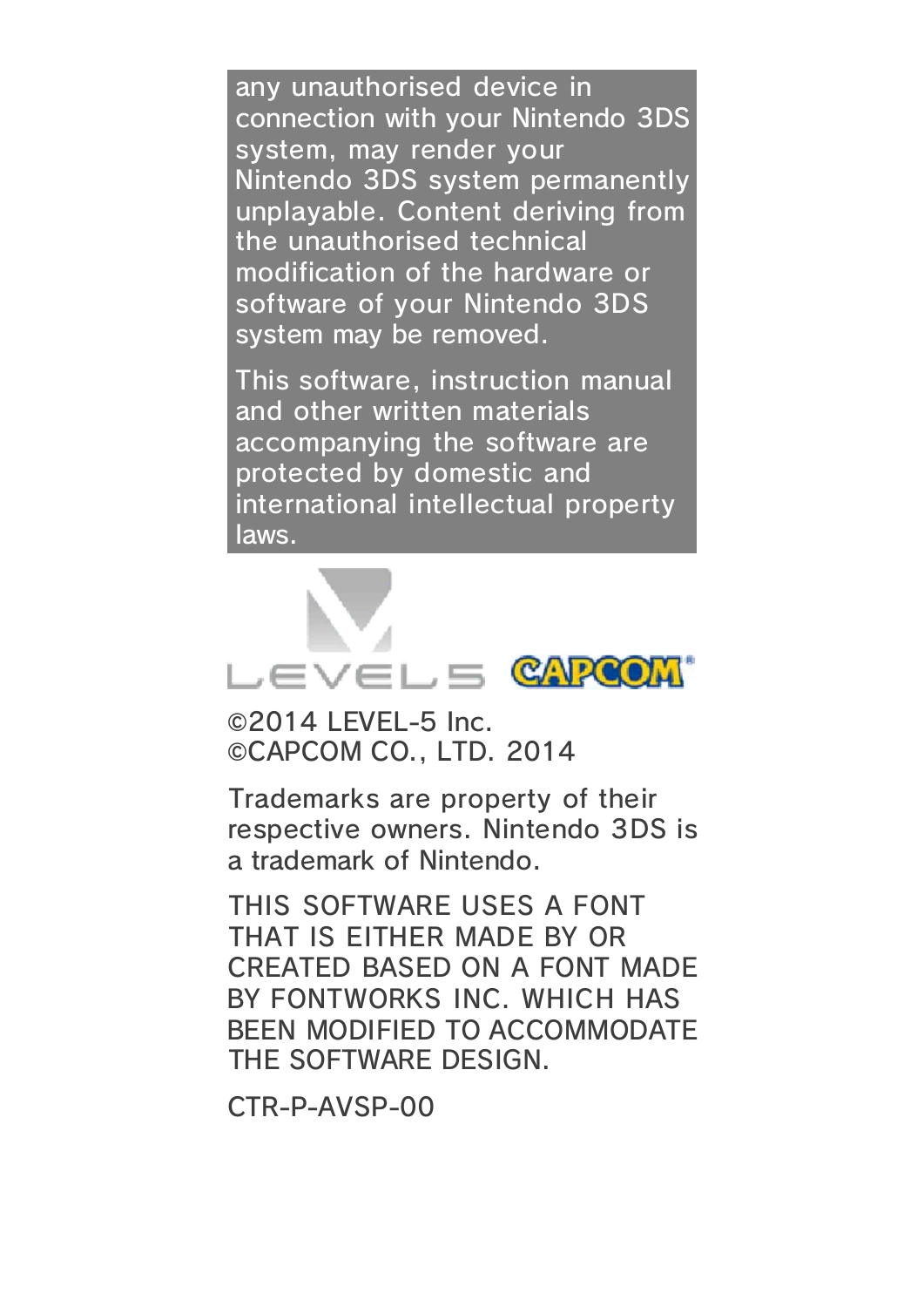any unauthorised device in connection with your Nintendo 3DS system, may render your Nintendo 3DS system permanently unplayable. Content deriving from the unauthorised technical modification of the hardware or software of your Nintendo 3DS system may be removed.

This software, instruction manual and other written materials accompanying the software are protected by domestic and international intellectual property laws.

©2014 LEVEL-5 Inc.
©CAPCOM CO., LTD. 2014

Trademarks are property of their respective owners. Nintendo 3DS is a trademark of Nintendo.

THIS SOFTWARE USES A FONT THAT IS EITHER MADE BY OR CREATED BASED ON A FONT MADE BY FONTWORKS INC. WHICH HAS BEEN MODIFIED TO ACCOMMODATE THE SOFTWARE DESIGN.

CTR-P-AVSP-00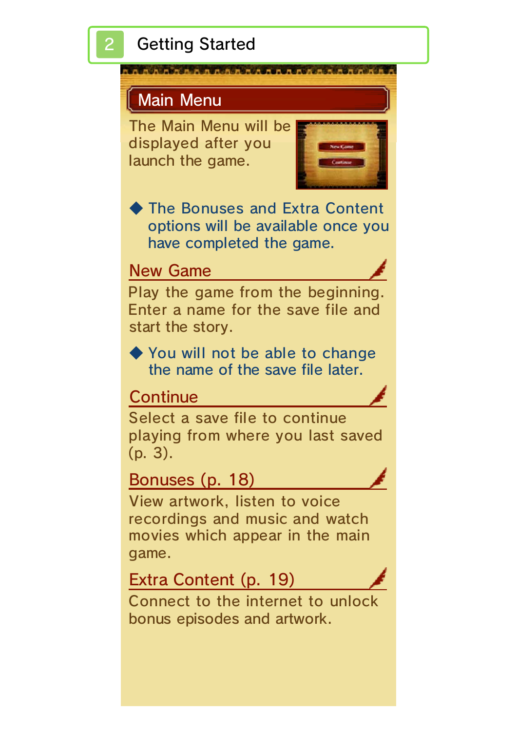# 2 Getting Started

## Main Menu

The Main Menu will be displayed after you launch the game.

◆ The Bonuses and Extra Content options will be available once you have completed the game.

### New Game

Play the game from the beginning. Enter a name for the save file and start the story.

◆ You will not be able to change the name of the save file later.

### Continue

Select a save file to continue playing from where you last saved (p. 3).

### Bonuses (p. 18)

View artwork, listen to voice recordings and music and watch movies which appear in the main game.

### Extra Content (p. 19)

Connect to the internet to unlock bonus episodes and artwork.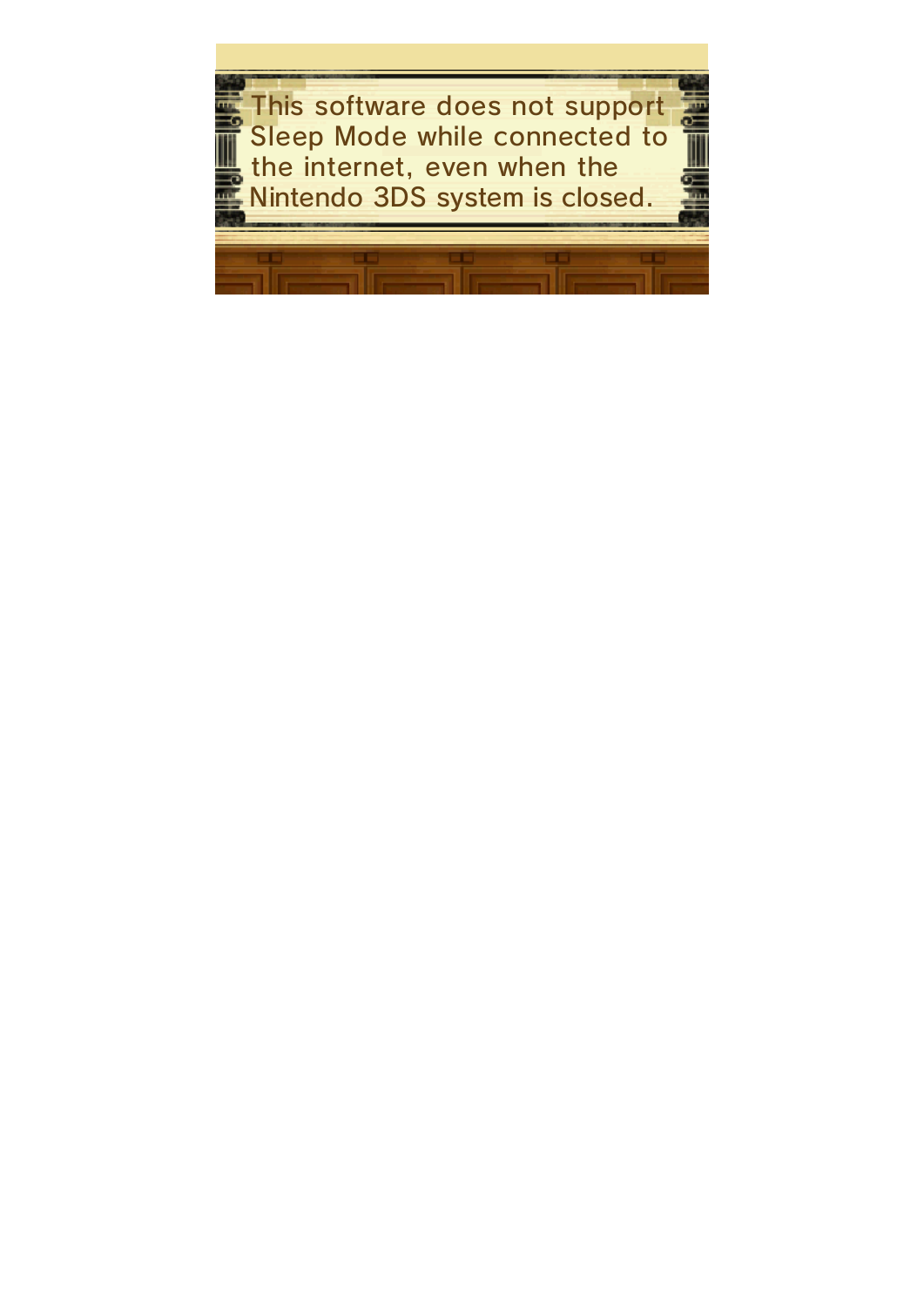This software does not support Sleep Mode while connected to the internet, even when the Nintendo 3DS system is closed.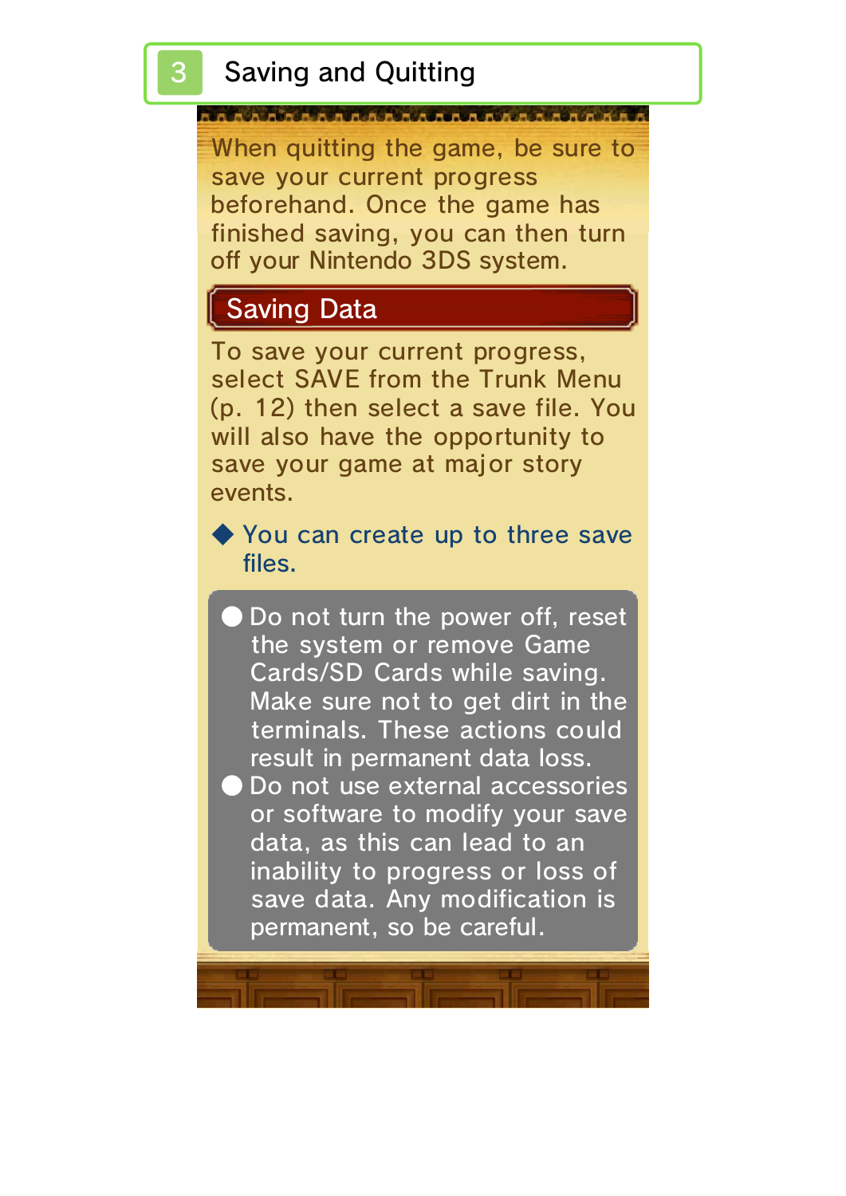# 3 Saving and Quitting

When quitting the game, be sure to save your current progress beforehand. Once the game has finished saving, you can then turn off your Nintendo 3DS system.

## Saving Data

To save your current progress, select SAVE from the Trunk Menu (p. 12) then select a save file. You will also have the opportunity to save your game at major story events.

◆ You can create up to three save files.

- Do not turn the power off, reset the system or remove Game Cards/SD Cards while saving. Make sure not to get dirt in the terminals. These actions could result in permanent data loss.
- Do not use external accessories or software to modify your save data, as this can lead to an inability to progress or loss of save data. Any modification is permanent, so be careful.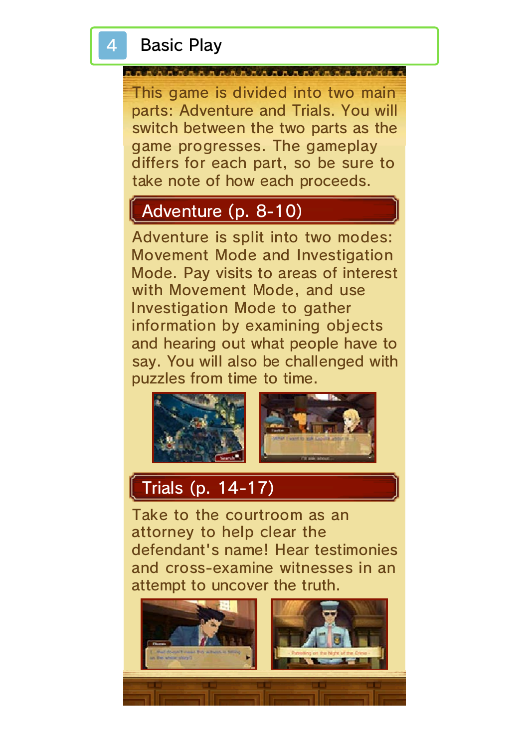# 4 Basic Play

This game is divided into two main parts: Adventure and Trials. You will switch between the two parts as the game progresses. The gameplay differs for each part, so be sure to take note of how each proceeds.

## Adventure (p. 8-10)

Adventure is split into two modes: Movement Mode and Investigation Mode. Pay visits to areas of interest with Movement Mode, and use Investigation Mode to gather information by examining objects and hearing out what people have to say. You will also be challenged with puzzles from time to time.

## Trials (p. 14-17)

Take to the courtroom as an attorney to help clear the defendant's name! Hear testimonies and cross-examine witnesses in an attempt to uncover the truth.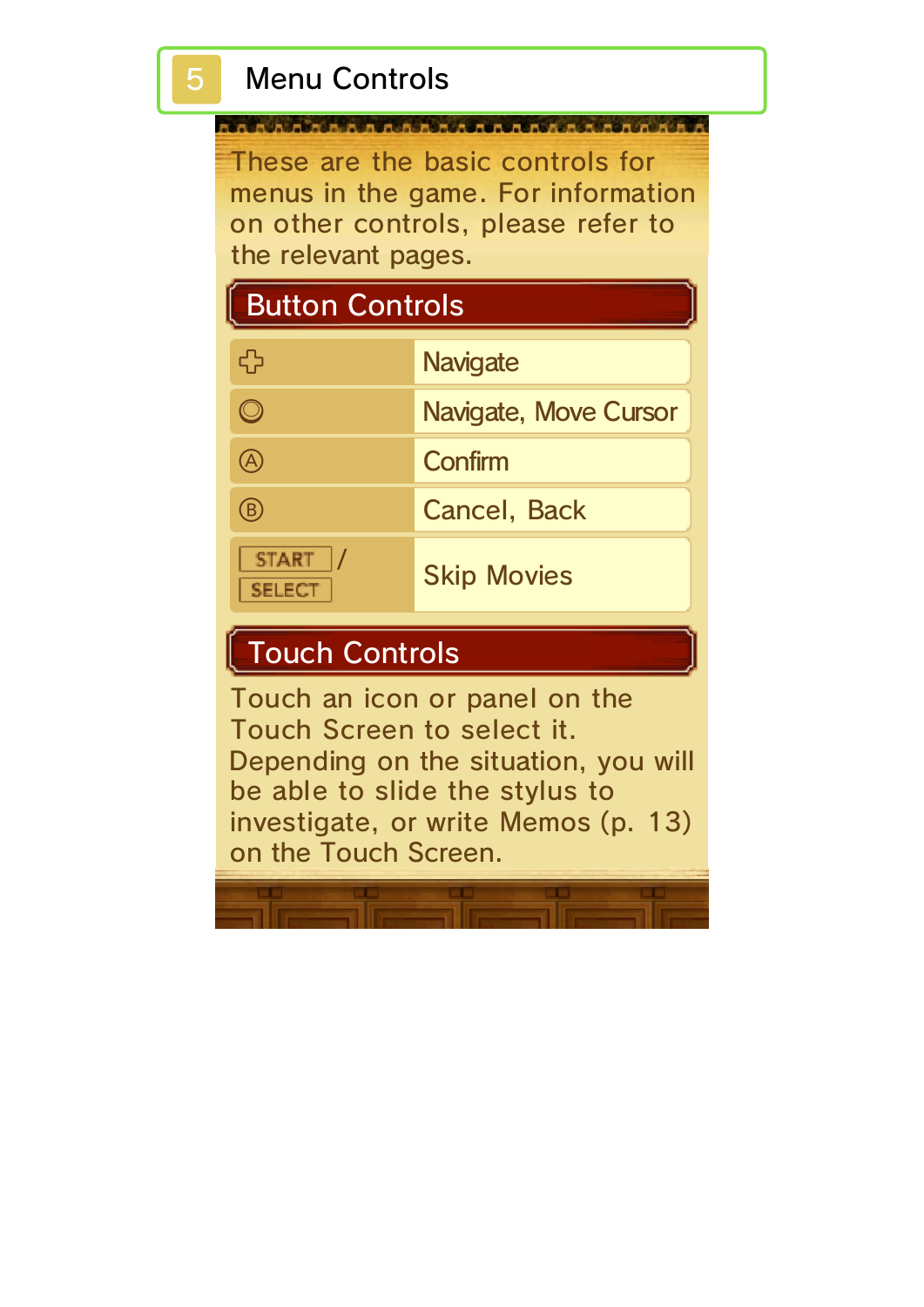# 5 Menu Controls

These are the basic controls for menus in the game. For information on other controls, please refer to the relevant pages.

## Button Controls

| | |
|---|---|
| ✥ | Navigate |
| ◎ | Navigate, Move Cursor |
| Ⓐ | Confirm |
| Ⓑ | Cancel, Back |
| START / SELECT | Skip Movies |

## Touch Controls

Touch an icon or panel on the Touch Screen to select it. Depending on the situation, you will be able to slide the stylus to investigate, or write Memos (p. 13) on the Touch Screen.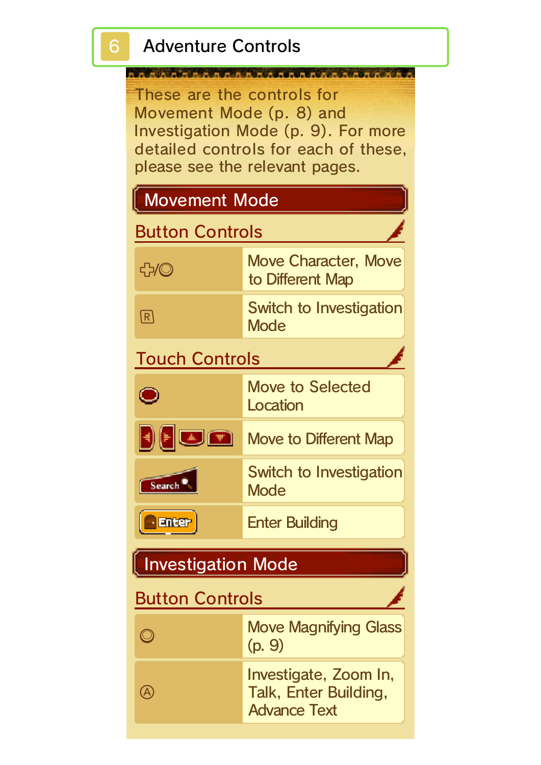# 6 Adventure Controls

These are the controls for Movement Mode (p. 8) and Investigation Mode (p. 9). For more detailed controls for each of these, please see the relevant pages.

## Movement Mode

### Button Controls

| | |
|---|---|
| ✜/◎ | Move Character, Move to Different Map |
| R | Switch to Investigation Mode |

### Touch Controls

| | |
|---|---|
| (marker icon) | Move to Selected Location |
| (arrow icons) | Move to Different Map |
| Search | Switch to Investigation Mode |
| Enter | Enter Building |

## Investigation Mode

### Button Controls

| | |
|---|---|
| ◎ | Move Magnifying Glass (p. 9) |
| Ⓐ | Investigate, Zoom In, Talk, Enter Building, Advance Text |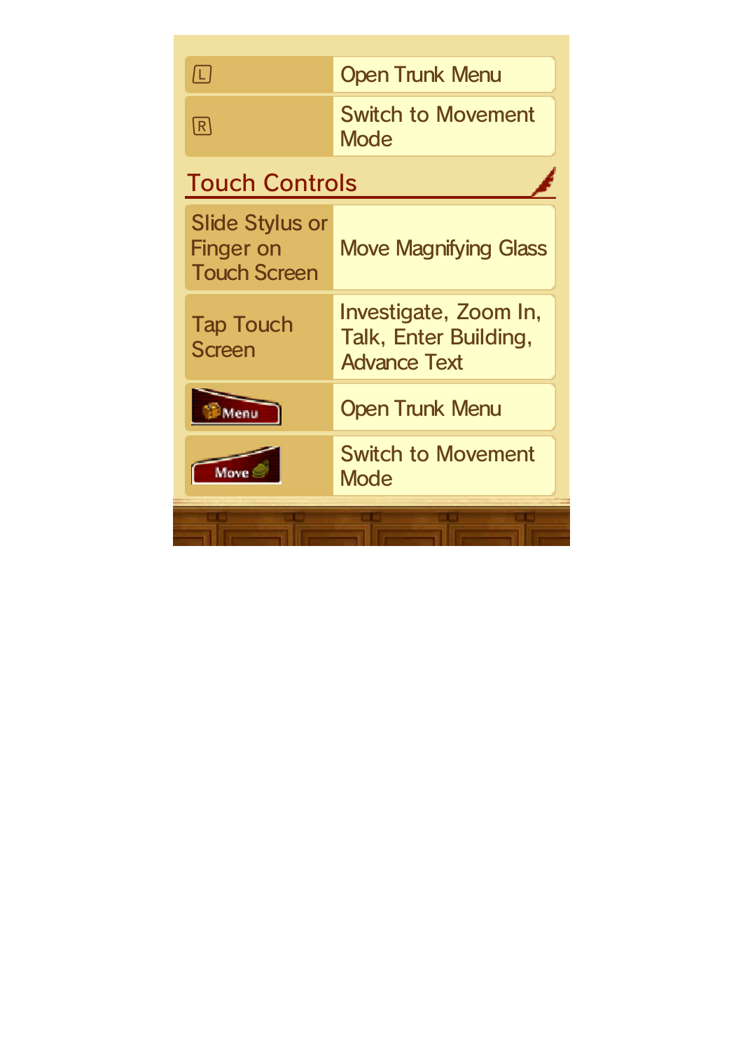| | |
|---|---|
| L | Open Trunk Menu |
| R | Switch to Movement Mode |

## Touch Controls

| | |
|---|---|
| Slide Stylus or Finger on Touch Screen | Move Magnifying Glass |
| Tap Touch Screen | Investigate, Zoom In, Talk, Enter Building, Advance Text |
| Menu | Open Trunk Menu |
| Move | Switch to Movement Mode |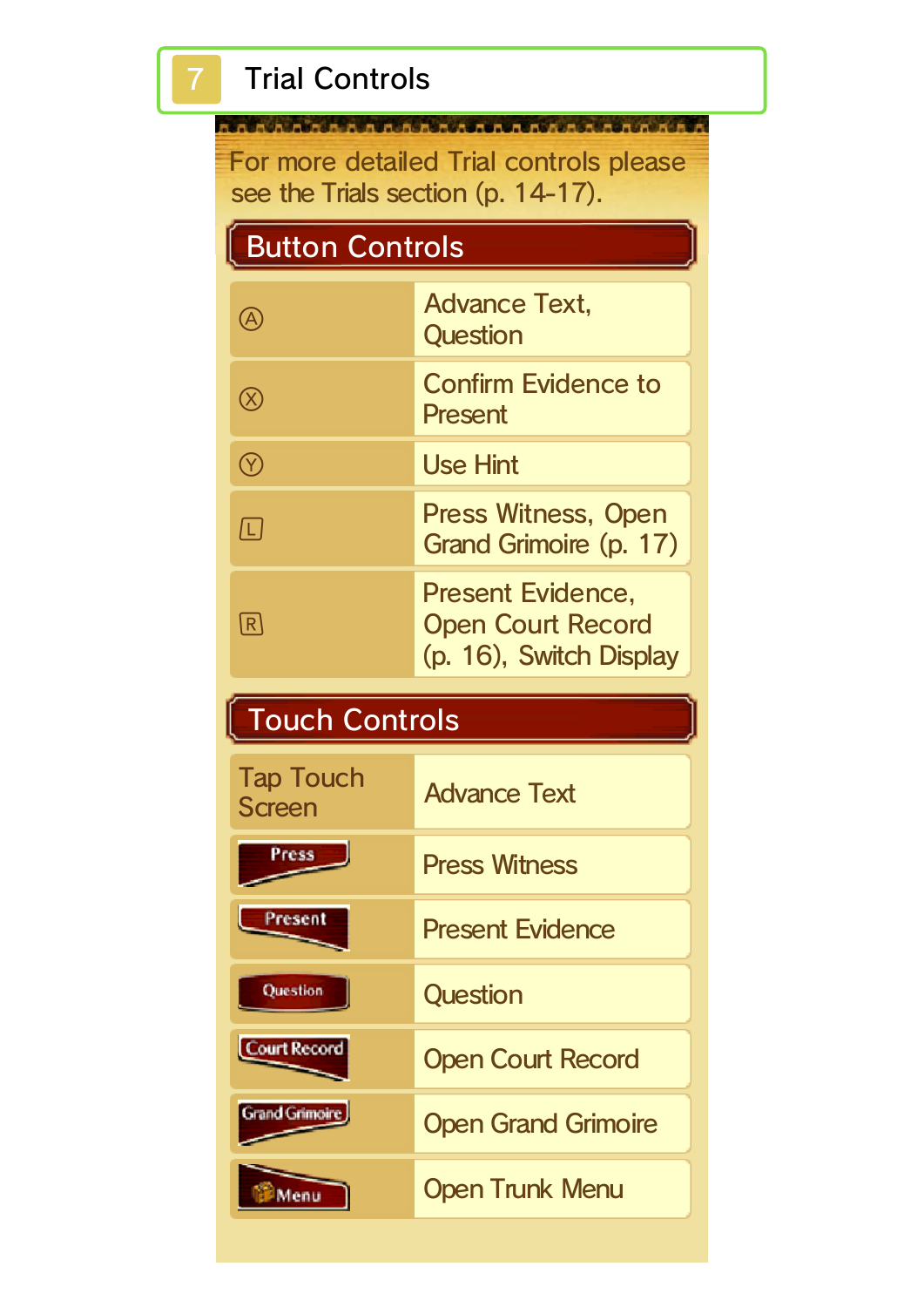# 7 Trial Controls

For more detailed Trial controls please see the Trials section (p. 14-17).

## Button Controls

| Button | Action |
|---|---|
| Ⓐ | Advance Text, Question |
| Ⓧ | Confirm Evidence to Present |
| Ⓨ | Use Hint |
| L | Press Witness, Open Grand Grimoire (p. 17) |
| R | Present Evidence, Open Court Record (p. 16), Switch Display |

## Touch Controls

| Control | Action |
|---|---|
| Tap Touch Screen | Advance Text |
| Press | Press Witness |
| Present | Present Evidence |
| Question | Question |
| Court Record | Open Court Record |
| Grand Grimoire | Open Grand Grimoire |
| Menu | Open Trunk Menu |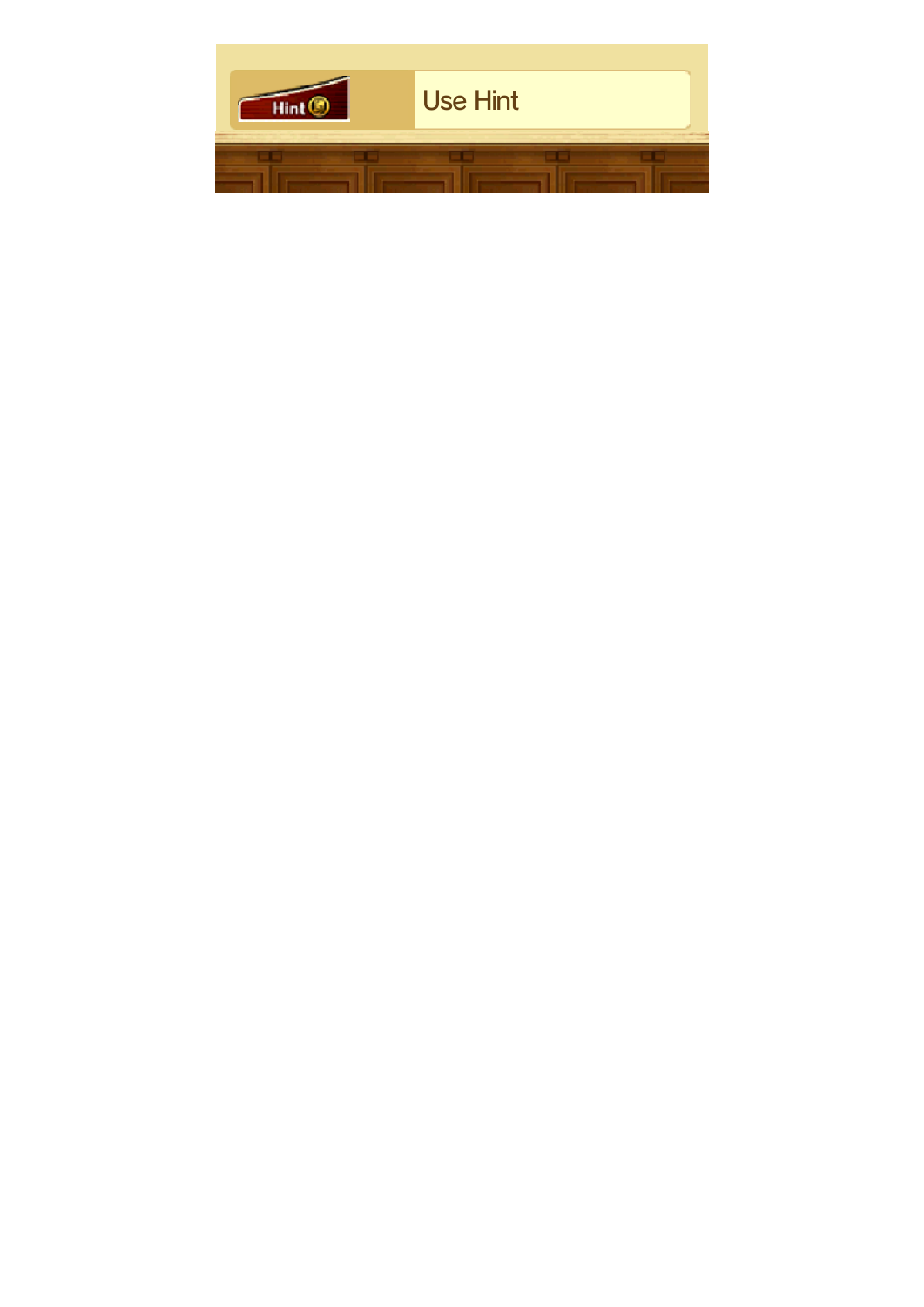| Hint | Use Hint |
|---|---|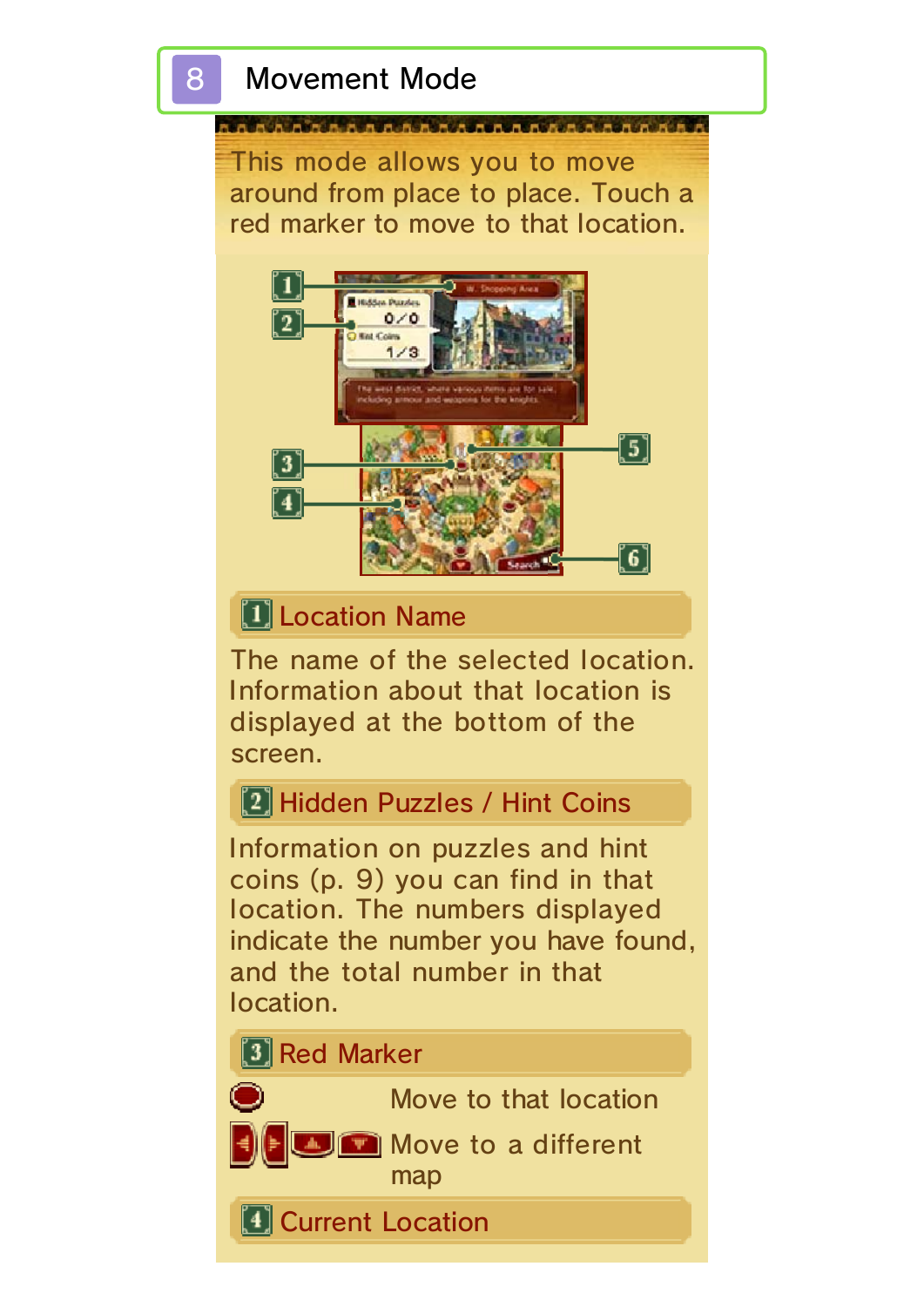# 8 Movement Mode

This mode allows you to move around from place to place. Touch a red marker to move to that location.

## 1 Location Name

The name of the selected location. Information about that location is displayed at the bottom of the screen.

## 2 Hidden Puzzles / Hint Coins

Information on puzzles and hint coins (p. 9) you can find in that location. The numbers displayed indicate the number you have found, and the total number in that location.

## 3 Red Marker

| | |
|---|---|
| (red marker icon) | Move to that location |
| (arrow icons) | Move to a different map |

## 4 Current Location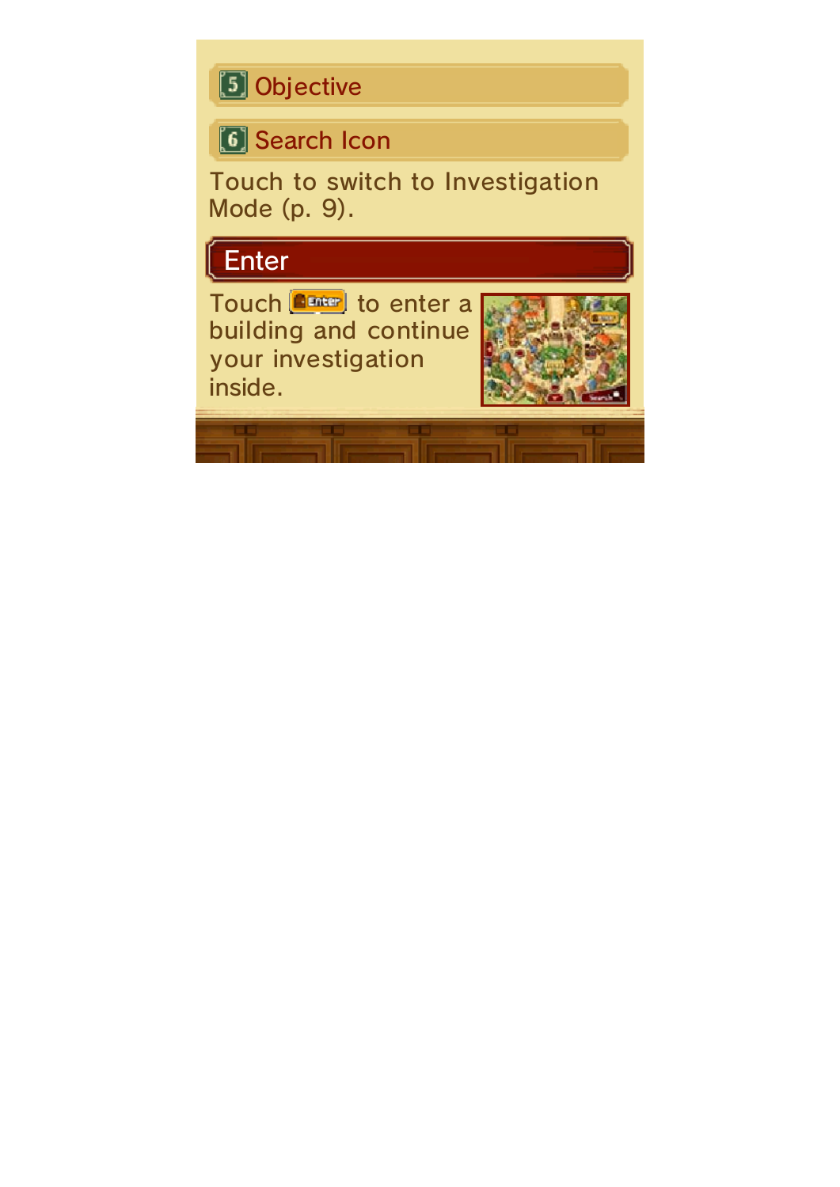### 5 Objective

### 6 Search Icon

Touch to switch to Investigation Mode (p. 9).

## Enter

Touch Enter to enter a building and continue your investigation inside.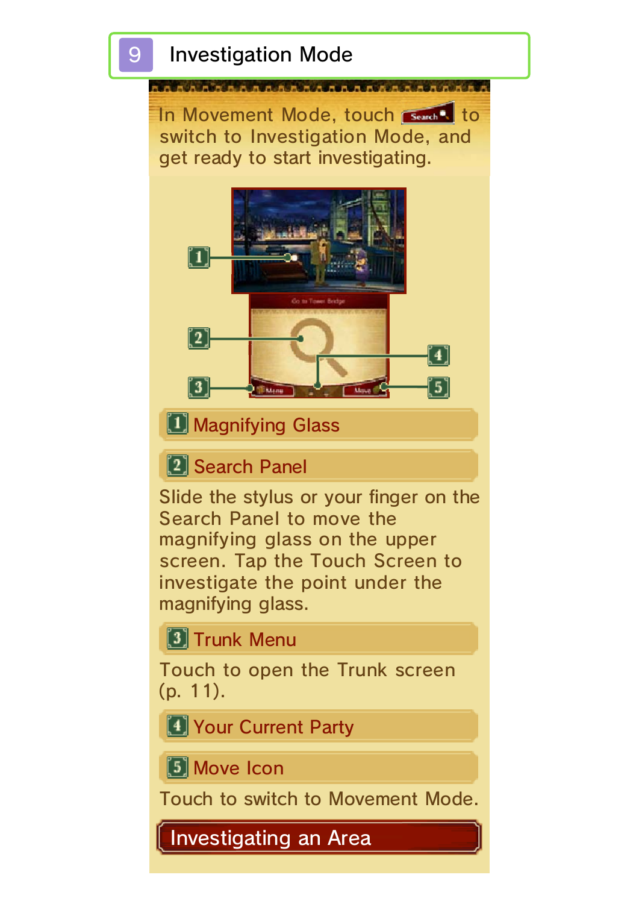# 9 Investigation Mode

In Movement Mode, touch Search to switch to Investigation Mode, and get ready to start investigating.

### 1 Magnifying Glass

### 2 Search Panel

Slide the stylus or your finger on the Search Panel to move the magnifying glass on the upper screen. Tap the Touch Screen to investigate the point under the magnifying glass.

### 3 Trunk Menu

Touch to open the Trunk screen (p. 11).

### 4 Your Current Party

### 5 Move Icon

Touch to switch to Movement Mode.

## Investigating an Area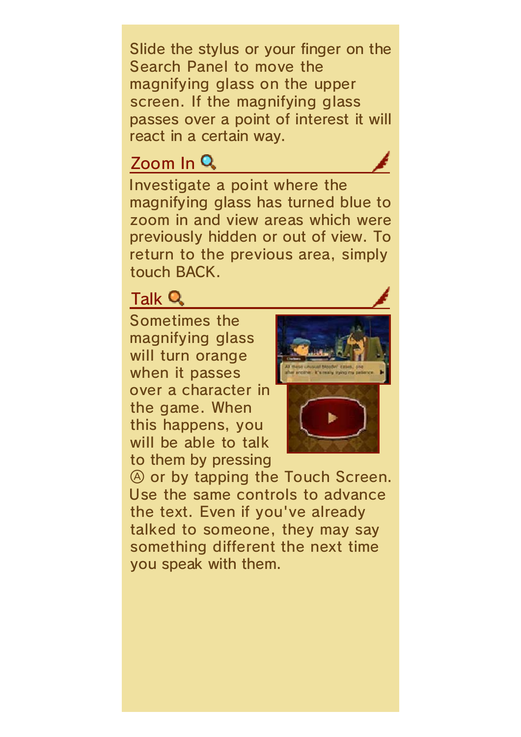Slide the stylus or your finger on the Search Panel to move the magnifying glass on the upper screen. If the magnifying glass passes over a point of interest it will react in a certain way.

## Zoom In

Investigate a point where the magnifying glass has turned blue to zoom in and view areas which were previously hidden or out of view. To return to the previous area, simply touch BACK.

## Talk

Sometimes the magnifying glass will turn orange when it passes over a character in the game. When this happens, you will be able to talk to them by pressing Ⓐ or by tapping the Touch Screen. Use the same controls to advance the text. Even if you've already talked to someone, they may say something different the next time you speak with them.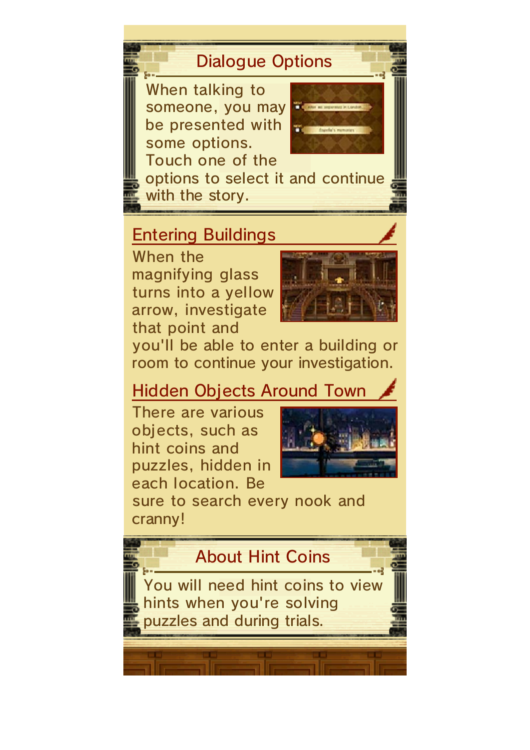## Dialogue Options

When talking to someone, you may be presented with some options. Touch one of the options to select it and continue with the story.

### Entering Buildings

When the magnifying glass turns into a yellow arrow, investigate that point and you'll be able to enter a building or room to continue your investigation.

### Hidden Objects Around Town

There are various objects, such as hint coins and puzzles, hidden in each location. Be sure to search every nook and cranny!

## About Hint Coins

You will need hint coins to view hints when you're solving puzzles and during trials.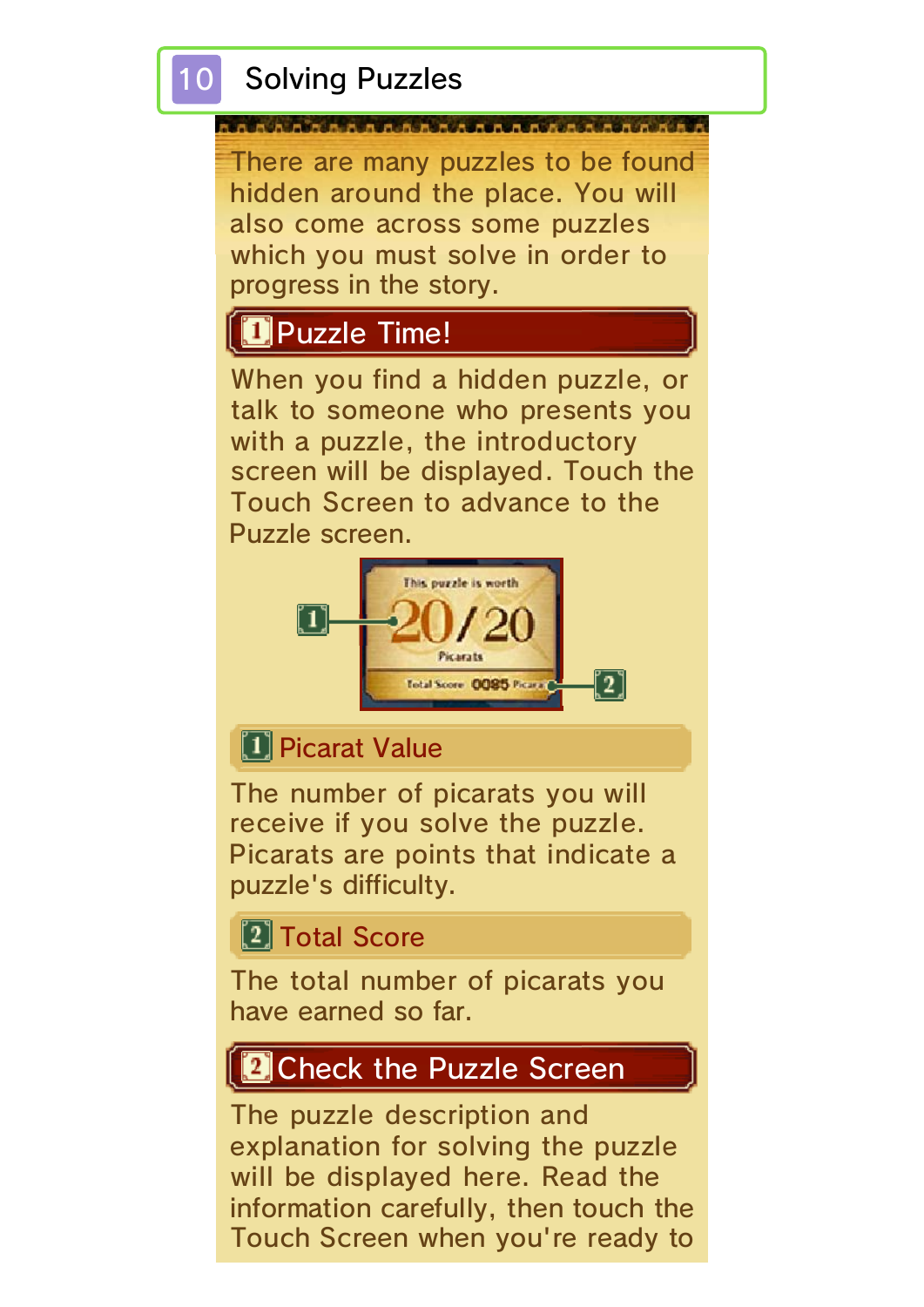# 10 Solving Puzzles

There are many puzzles to be found hidden around the place. You will also come across some puzzles which you must solve in order to progress in the story.

## 1 Puzzle Time!

When you find a hidden puzzle, or talk to someone who presents you with a puzzle, the introductory screen will be displayed. Touch the Touch Screen to advance to the Puzzle screen.

### 1 Picarat Value

The number of picarats you will receive if you solve the puzzle. Picarats are points that indicate a puzzle's difficulty.

### 2 Total Score

The total number of picarats you have earned so far.

## 2 Check the Puzzle Screen

The puzzle description and explanation for solving the puzzle will be displayed here. Read the information carefully, then touch the Touch Screen when you're ready to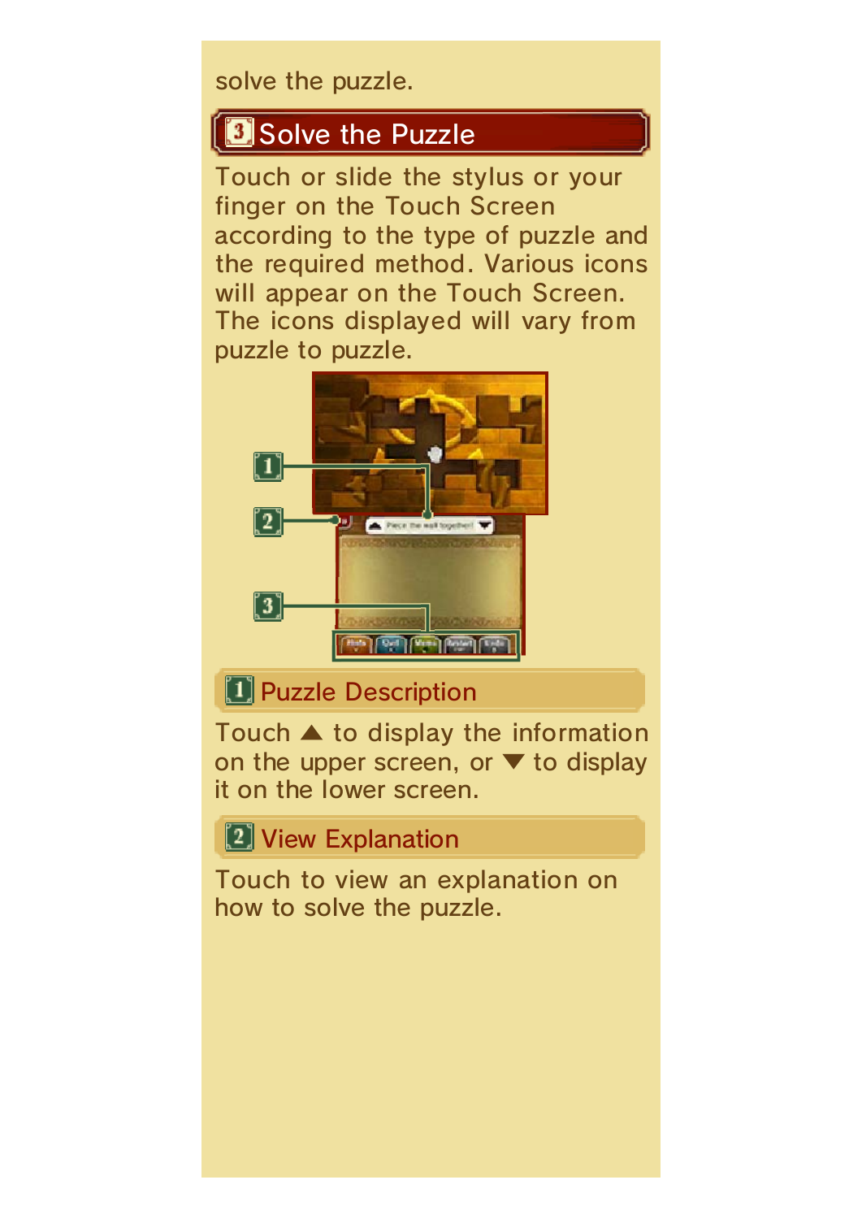solve the puzzle.

## 3 Solve the Puzzle

Touch or slide the stylus or your finger on the Touch Screen according to the type of puzzle and the required method. Various icons will appear on the Touch Screen. The icons displayed will vary from puzzle to puzzle.

### 1 Puzzle Description

Touch ▲ to display the information on the upper screen, or ▼ to display it on the lower screen.

### 2 View Explanation

Touch to view an explanation on how to solve the puzzle.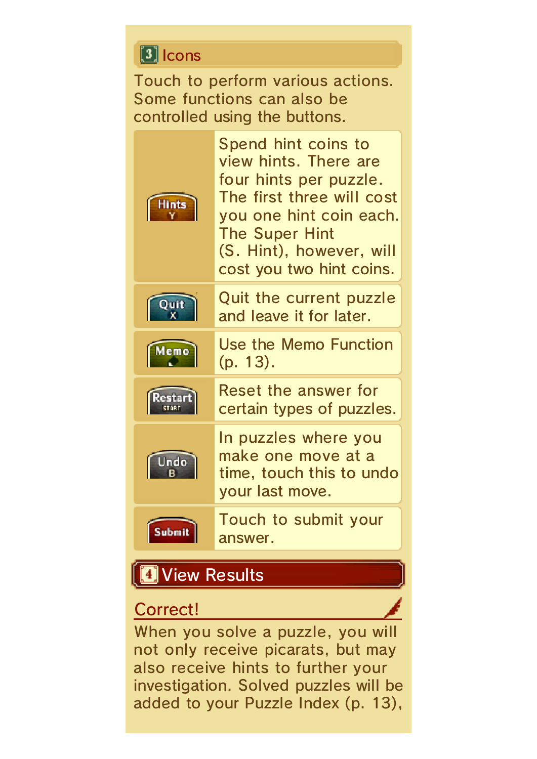## 3 Icons

Touch to perform various actions. Some functions can also be controlled using the buttons.

| Icon | Description |
| --- | --- |
| Hints (Y) | Spend hint coins to view hints. There are four hints per puzzle. The first three will cost you one hint coin each. The Super Hint (S. Hint), however, will cost you two hint coins. |
| Quit (X) | Quit the current puzzle and leave it for later. |
| Memo | Use the Memo Function (p. 13). |
| Restart (START) | Reset the answer for certain types of puzzles. |
| Undo (B) | In puzzles where you make one move at a time, touch this to undo your last move. |
| Submit | Touch to submit your answer. |

## 4 View Results

### Correct!

When you solve a puzzle, you will not only receive picarats, but may also receive hints to further your investigation. Solved puzzles will be added to your Puzzle Index (p. 13),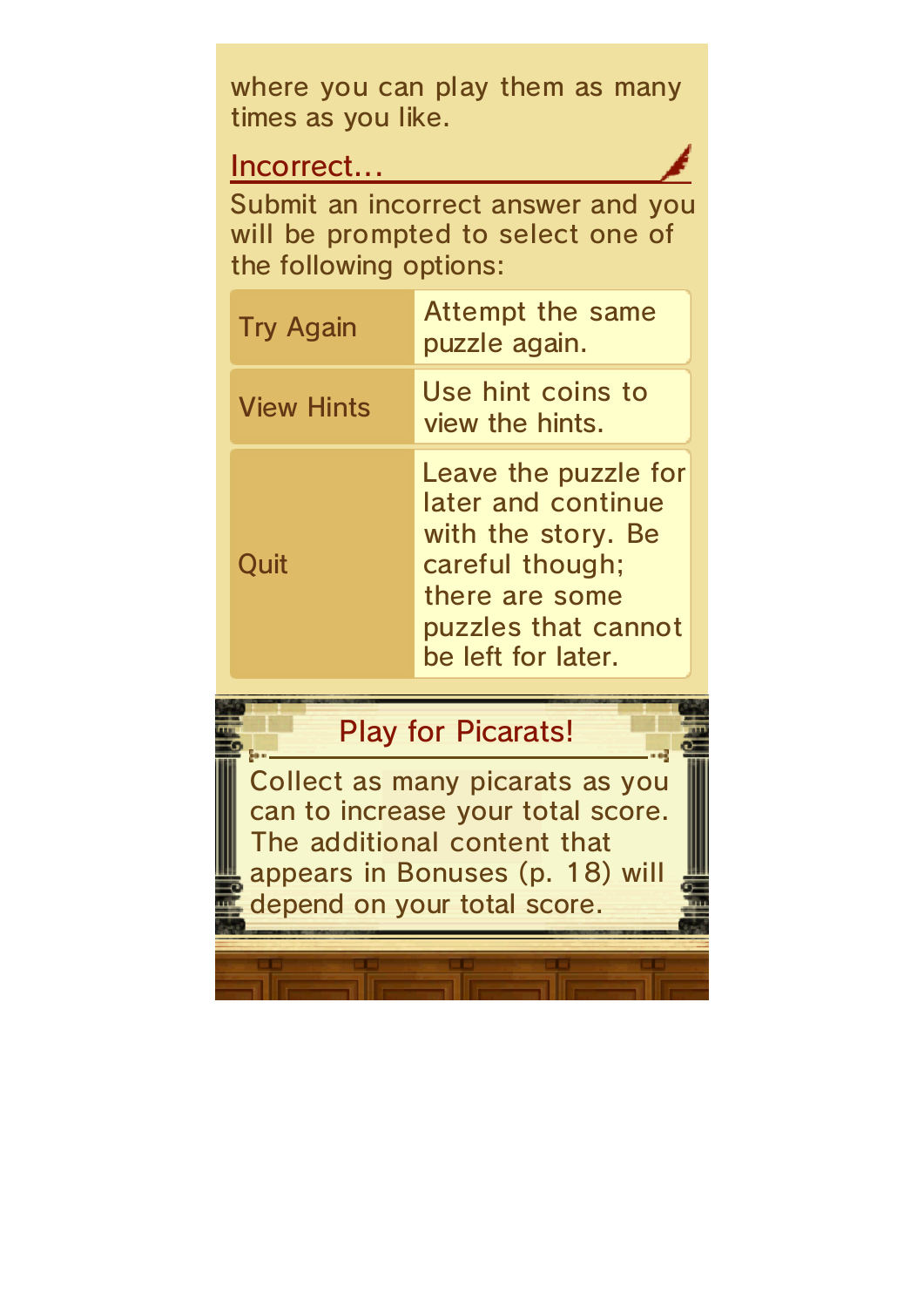where you can play them as many times as you like.

## Incorrect...

Submit an incorrect answer and you will be prompted to select one of the following options:

| Option | Description |
| --- | --- |
| Try Again | Attempt the same puzzle again. |
| View Hints | Use hint coins to view the hints. |
| Quit | Leave the puzzle for later and continue with the story. Be careful though; there are some puzzles that cannot be left for later. |

## Play for Picarats!

Collect as many picarats as you can to increase your total score. The additional content that appears in Bonuses (p. 18) will depend on your total score.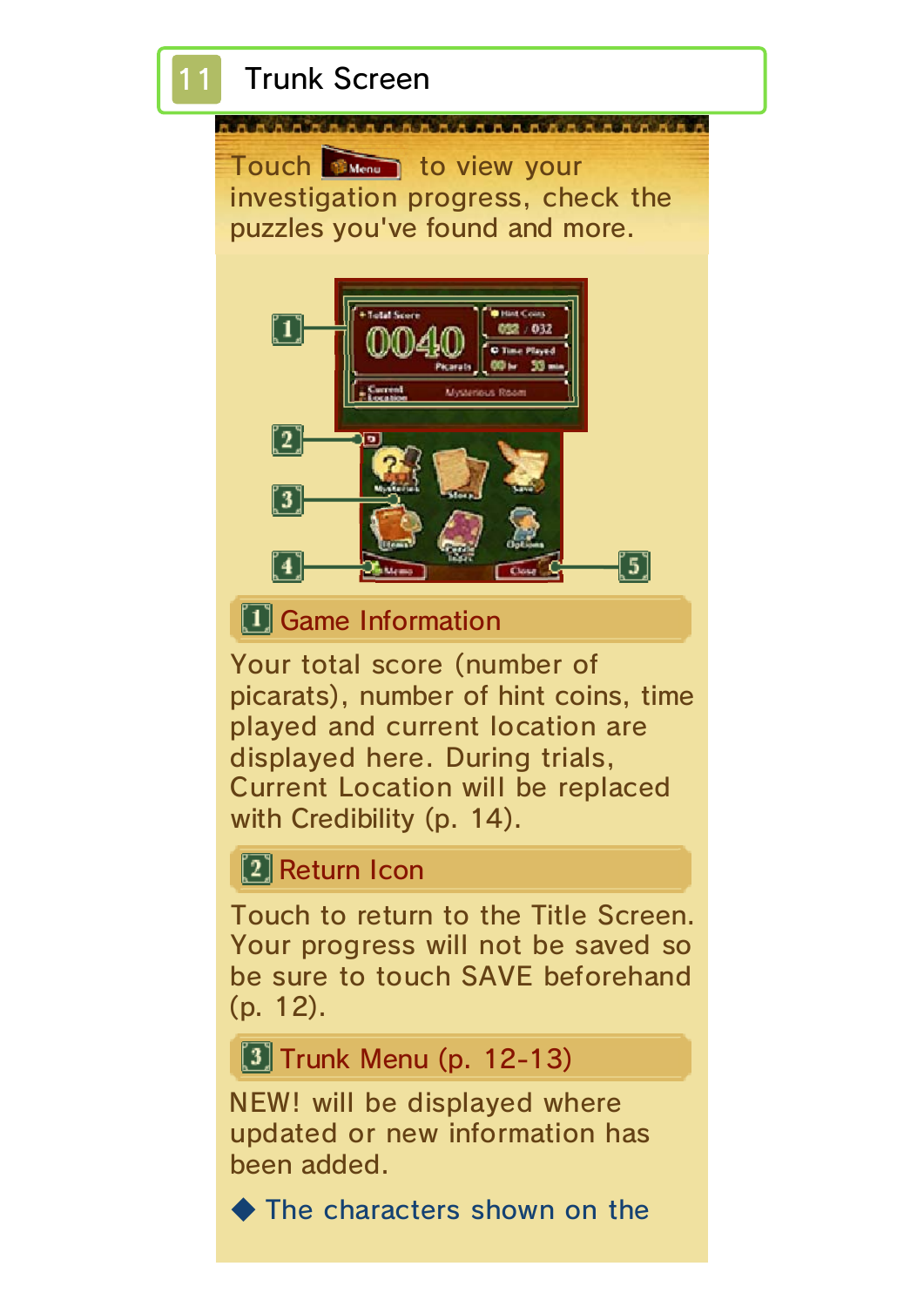## 11 Trunk Screen

Touch [Menu] to view your investigation progress, check the puzzles you've found and more.

### 1 Game Information

Your total score (number of picarats), number of hint coins, time played and current location are displayed here. During trials, Current Location will be replaced with Credibility (p. 14).

### 2 Return Icon

Touch to return to the Title Screen. Your progress will not be saved so be sure to touch SAVE beforehand (p. 12).

### 3 Trunk Menu (p. 12-13)

NEW! will be displayed where updated or new information has been added.

◆ The characters shown on the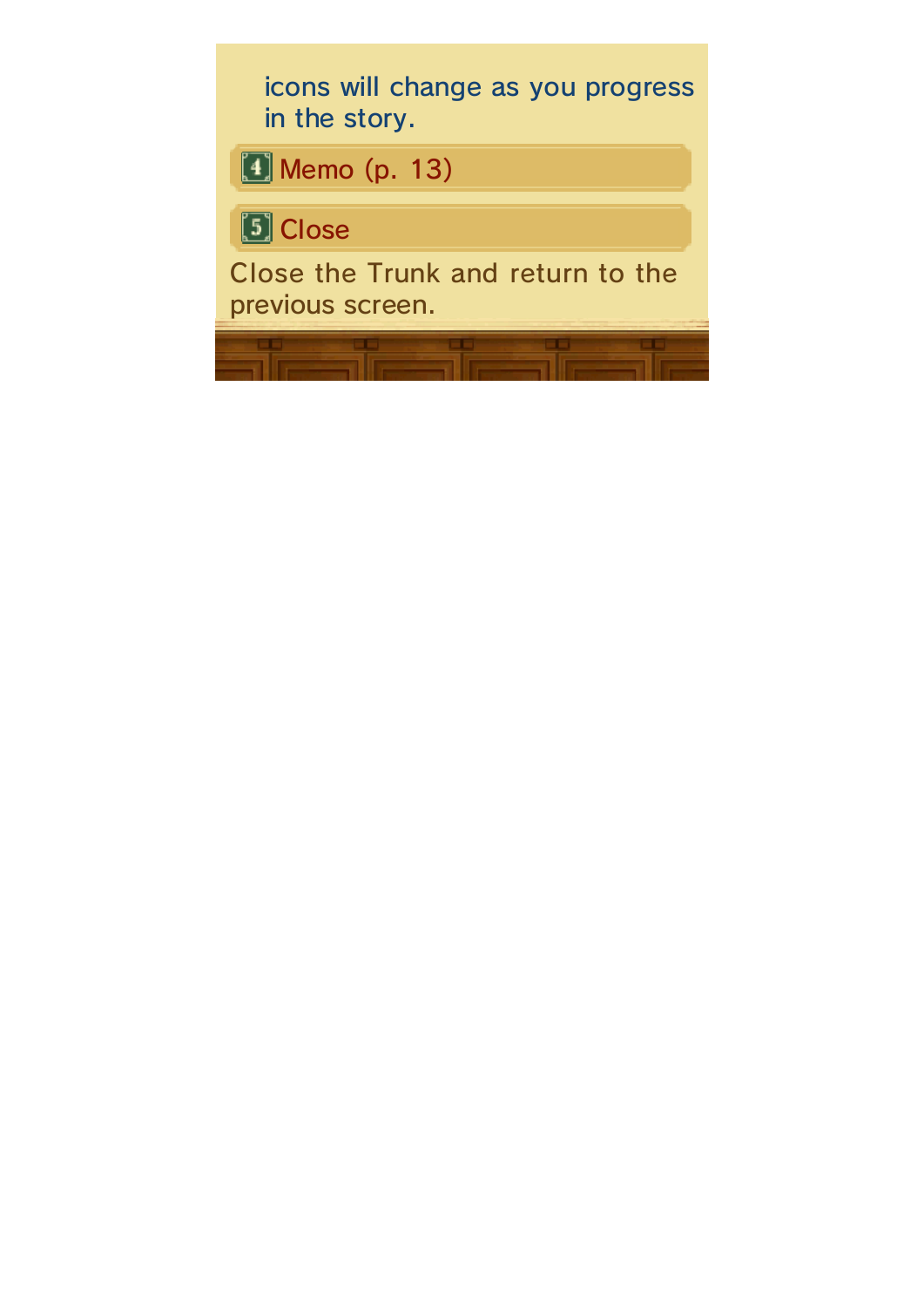icons will change as you progress in the story.

### 4 Memo (p. 13)

### 5 Close

Close the Trunk and return to the previous screen.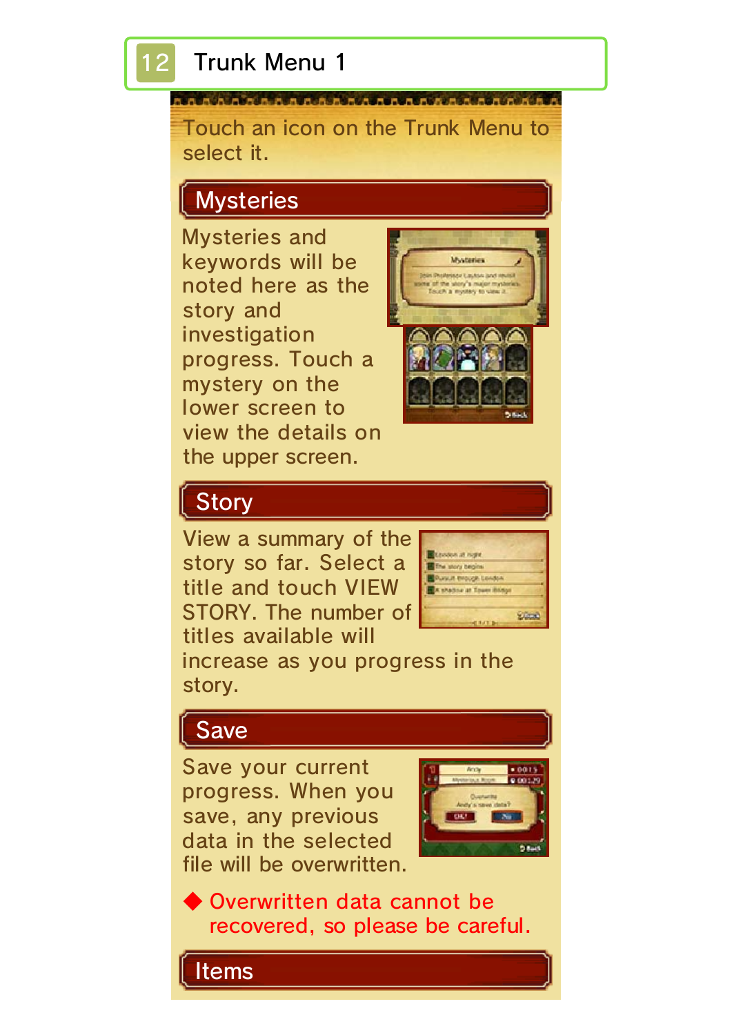# 12 Trunk Menu 1

Touch an icon on the Trunk Menu to select it.

## Mysteries

Mysteries and keywords will be noted here as the story and investigation progress. Touch a mystery on the lower screen to view the details on the upper screen.

## Story

View a summary of the story so far. Select a title and touch VIEW STORY. The number of titles available will increase as you progress in the story.

## Save

Save your current progress. When you save, any previous data in the selected file will be overwritten.

◆ Overwritten data cannot be recovered, so please be careful.

## Items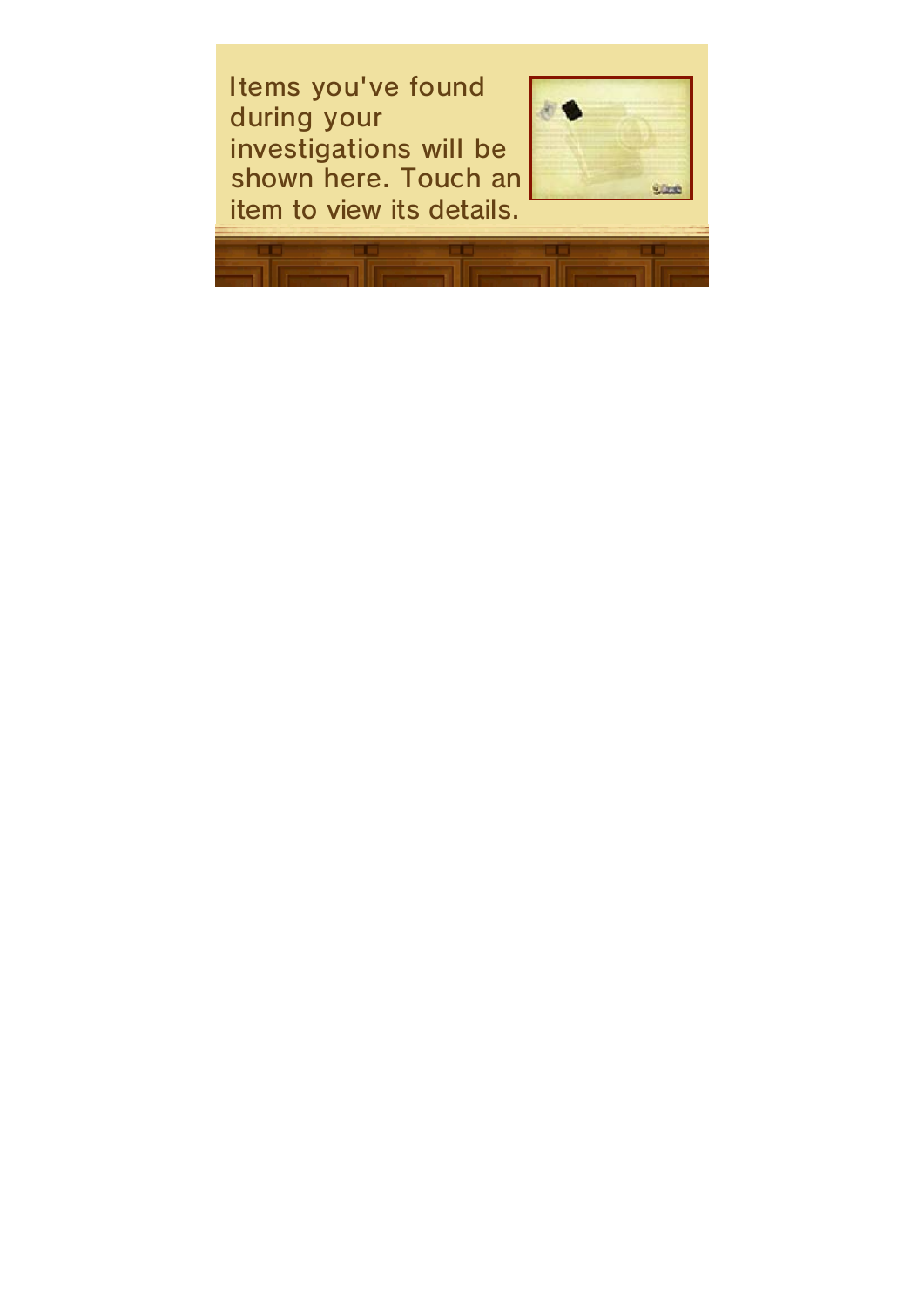Items you've found during your investigations will be shown here. Touch an item to view its details.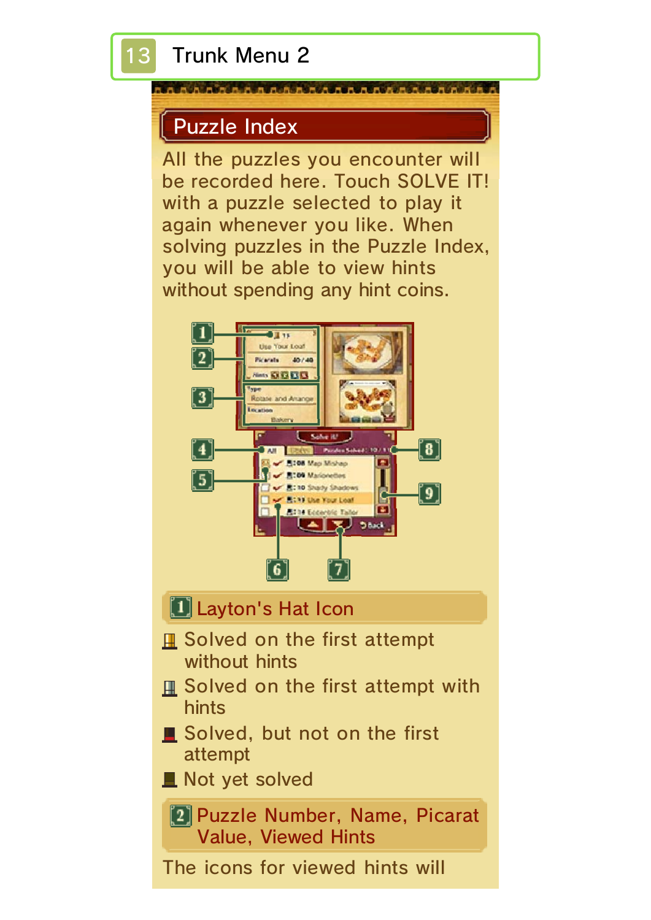# 13 Trunk Menu 2

## Puzzle Index

All the puzzles you encounter will be recorded here. Touch SOLVE IT! with a puzzle selected to play it again whenever you like. When solving puzzles in the Puzzle Index, you will be able to view hints without spending any hint coins.

### 1 Layton's Hat Icon

- Solved on the first attempt without hints
- Solved on the first attempt with hints
- Solved, but not on the first attempt
- Not yet solved

### 2 Puzzle Number, Name, Picarat Value, Viewed Hints

The icons for viewed hints will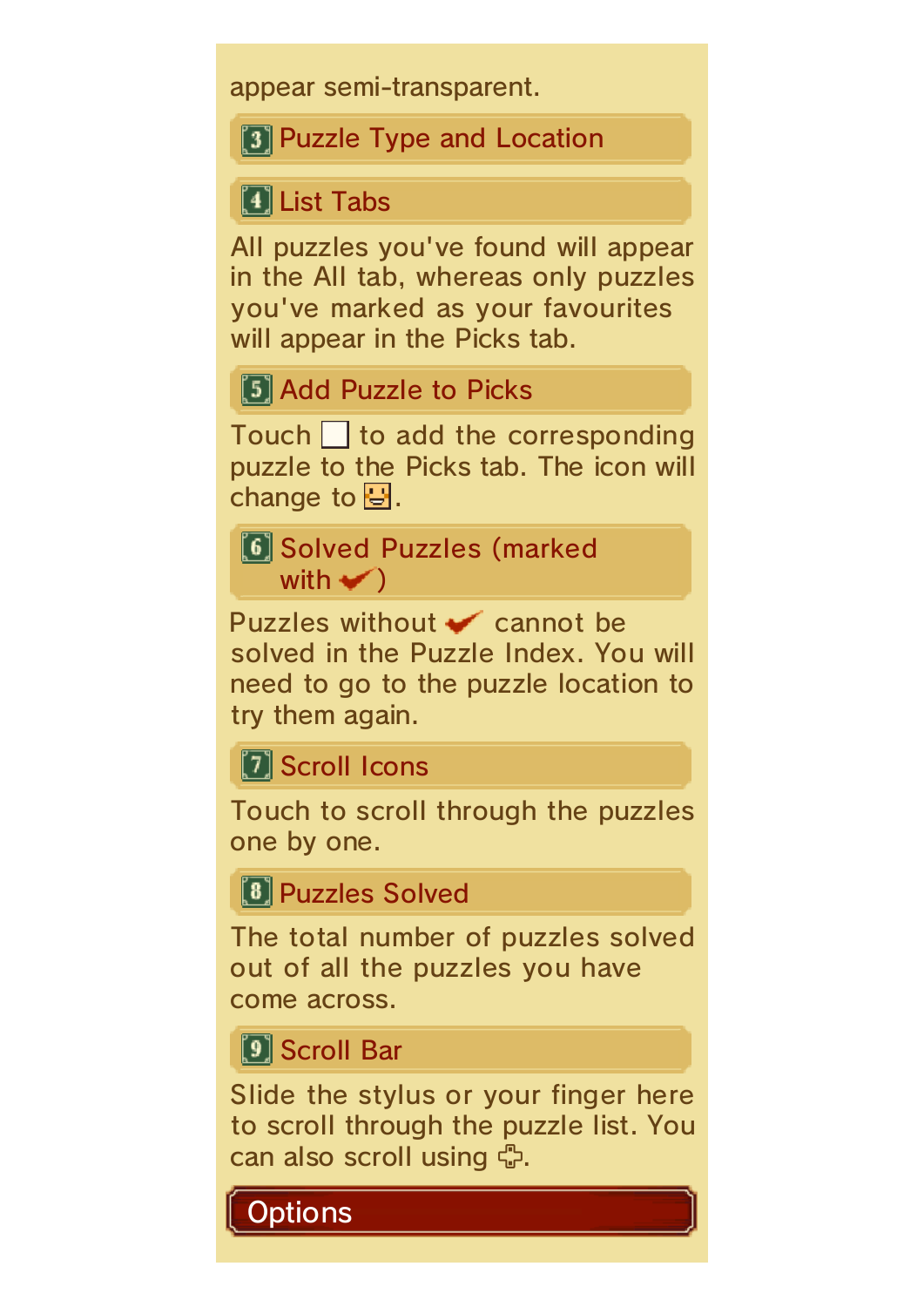appear semi-transparent.

### 3 Puzzle Type and Location

### 4 List Tabs

All puzzles you've found will appear in the All tab, whereas only puzzles you've marked as your favourites will appear in the Picks tab.

### 5 Add Puzzle to Picks

Touch ☐ to add the corresponding puzzle to the Picks tab. The icon will change to ☺.

### 6 Solved Puzzles (marked with ✔)

Puzzles without ✔ cannot be solved in the Puzzle Index. You will need to go to the puzzle location to try them again.

### 7 Scroll Icons

Touch to scroll through the puzzles one by one.

### 8 Puzzles Solved

The total number of puzzles solved out of all the puzzles you have come across.

### 9 Scroll Bar

Slide the stylus or your finger here to scroll through the puzzle list. You can also scroll using ✥.

## Options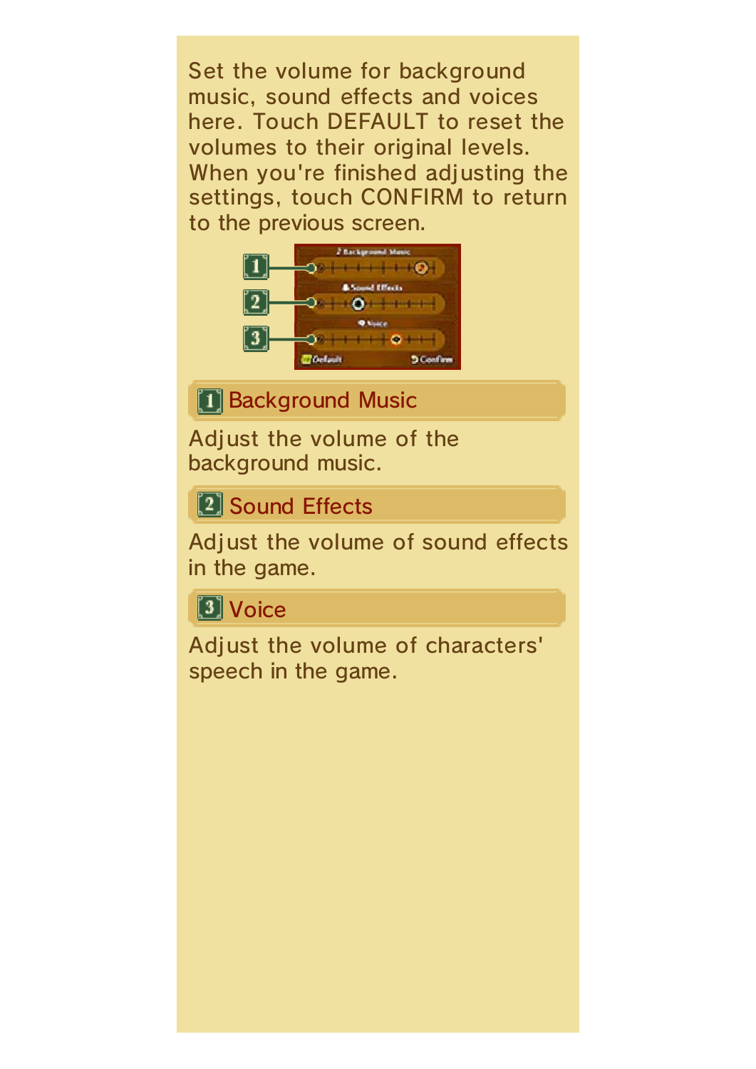Set the volume for background music, sound effects and voices here. Touch DEFAULT to reset the volumes to their original levels. When you're finished adjusting the settings, touch CONFIRM to return to the previous screen.

## 1 Background Music

Adjust the volume of the background music.

## 2 Sound Effects

Adjust the volume of sound effects in the game.

## 3 Voice

Adjust the volume of characters' speech in the game.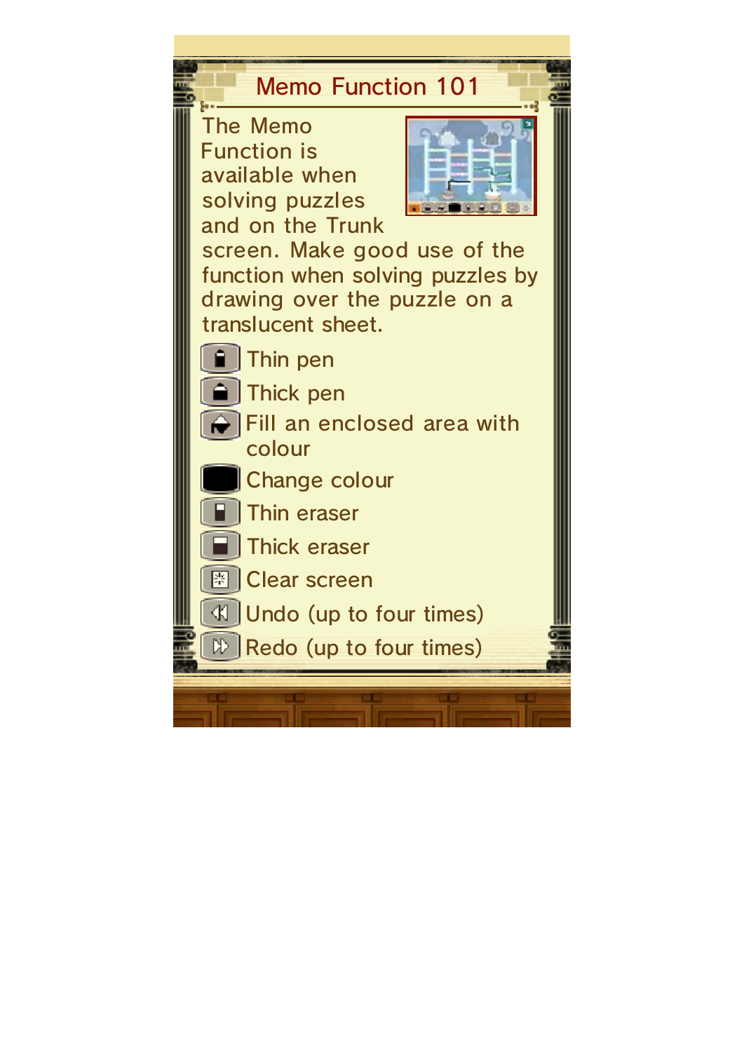## Memo Function 101

The Memo Function is available when solving puzzles and on the Trunk screen. Make good use of the function when solving puzzles by drawing over the puzzle on a translucent sheet.

- Thin pen
- Thick pen
- Fill an enclosed area with colour
- Change colour
- Thin eraser
- Thick eraser
- Clear screen
- Undo (up to four times)
- Redo (up to four times)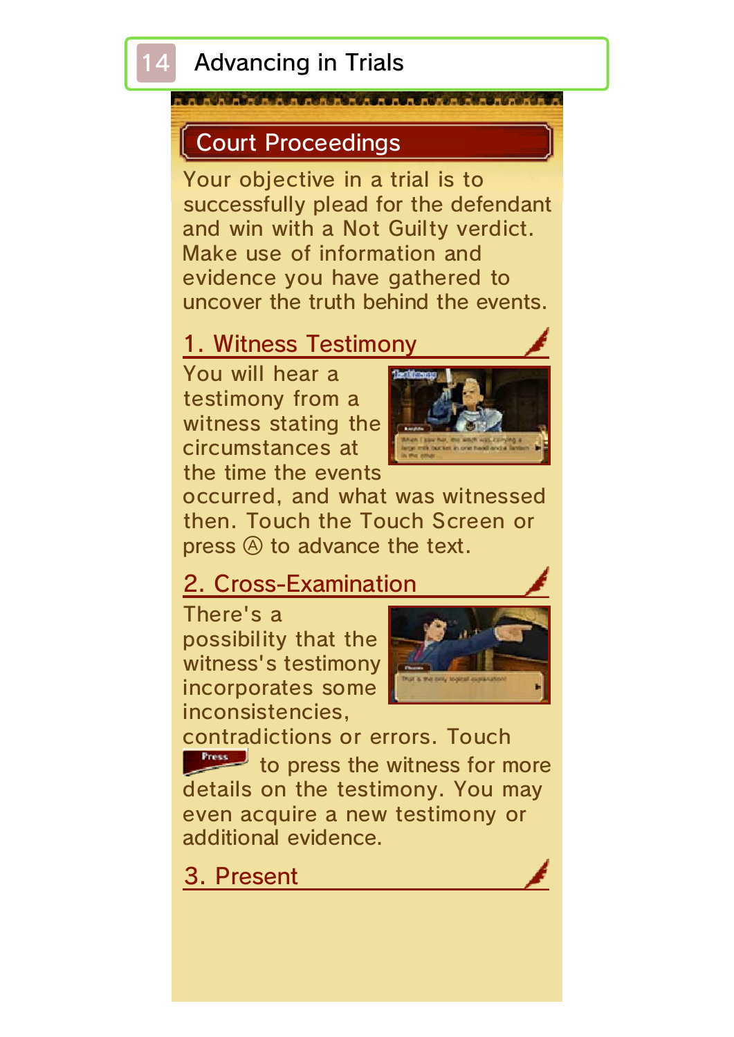# 14 Advancing in Trials

## Court Proceedings

Your objective in a trial is to successfully plead for the defendant and win with a Not Guilty verdict. Make use of information and evidence you have gathered to uncover the truth behind the events.

### 1. Witness Testimony

You will hear a testimony from a witness stating the circumstances at the time the events occurred, and what was witnessed then. Touch the Touch Screen or press Ⓐ to advance the text.

### 2. Cross-Examination

There's a possibility that the witness's testimony incorporates some inconsistencies, contradictions or errors. Touch Press to press the witness for more details on the testimony. You may even acquire a new testimony or additional evidence.

### 3. Present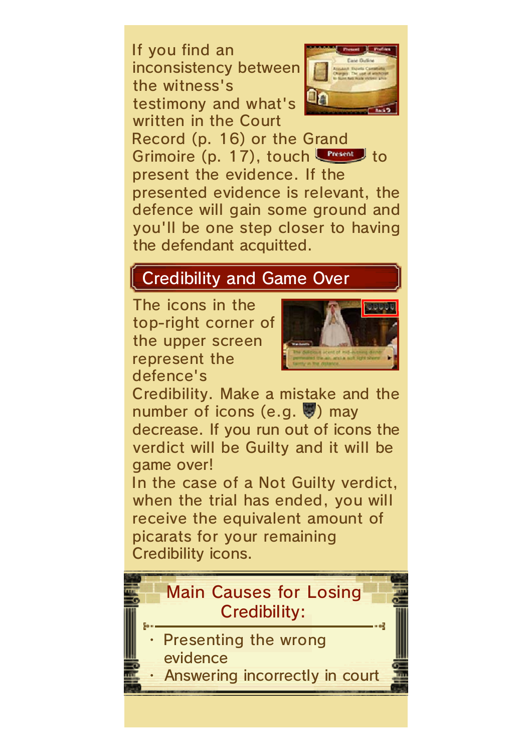If you find an inconsistency between the witness's testimony and what's written in the Court Record (p. 16) or the Grand Grimoire (p. 17), touch Present to present the evidence. If the presented evidence is relevant, the defence will gain some ground and you'll be one step closer to having the defendant acquitted.

## Credibility and Game Over

The icons in the top-right corner of the upper screen represent the defence's Credibility. Make a mistake and the number of icons (e.g. ) may decrease. If you run out of icons the verdict will be Guilty and it will be game over!
In the case of a Not Guilty verdict, when the trial has ended, you will receive the equivalent amount of picarats for your remaining Credibility icons.

### Main Causes for Losing Credibility:

- Presenting the wrong evidence
- Answering incorrectly in court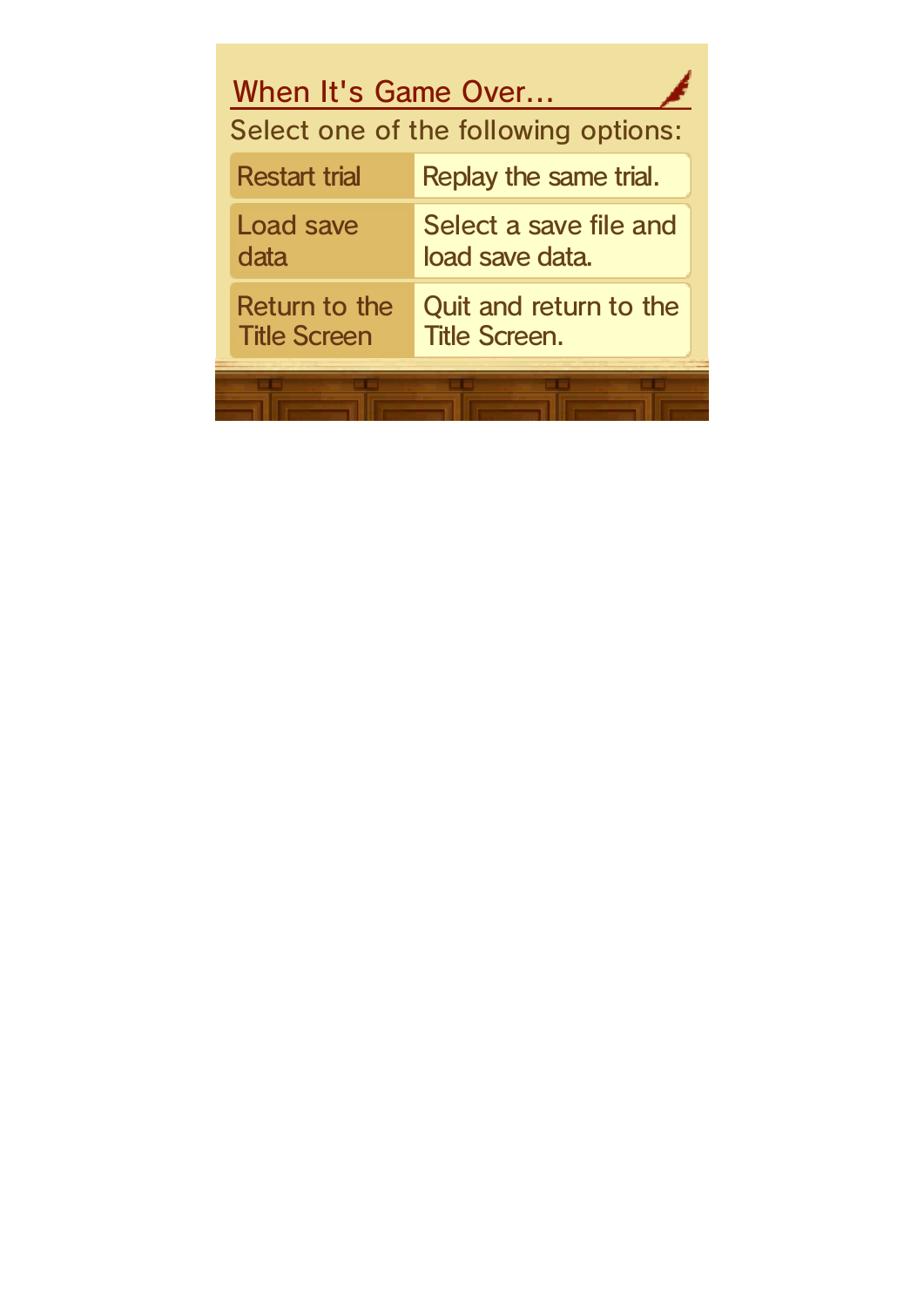## When It's Game Over...

Select one of the following options:

| Option | Description |
| --- | --- |
| Restart trial | Replay the same trial. |
| Load save data | Select a save file and load save data. |
| Return to the Title Screen | Quit and return to the Title Screen. |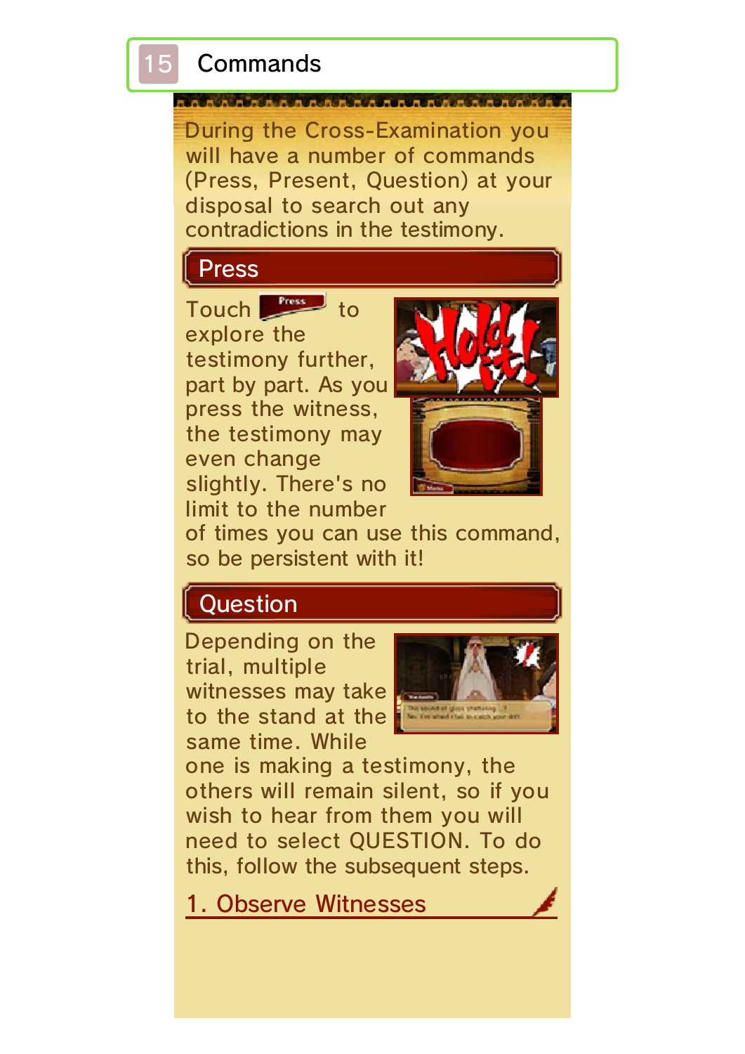# 15 Commands

During the Cross-Examination you will have a number of commands (Press, Present, Question) at your disposal to search out any contradictions in the testimony.

## Press

Touch Press to explore the testimony further, part by part. As you press the witness, the testimony may even change slightly. There's no limit to the number of times you can use this command, so be persistent with it!

## Question

Depending on the trial, multiple witnesses may take to the stand at the same time. While one is making a testimony, the others will remain silent, so if you wish to hear from them you will need to select QUESTION. To do this, follow the subsequent steps.

### 1. Observe Witnesses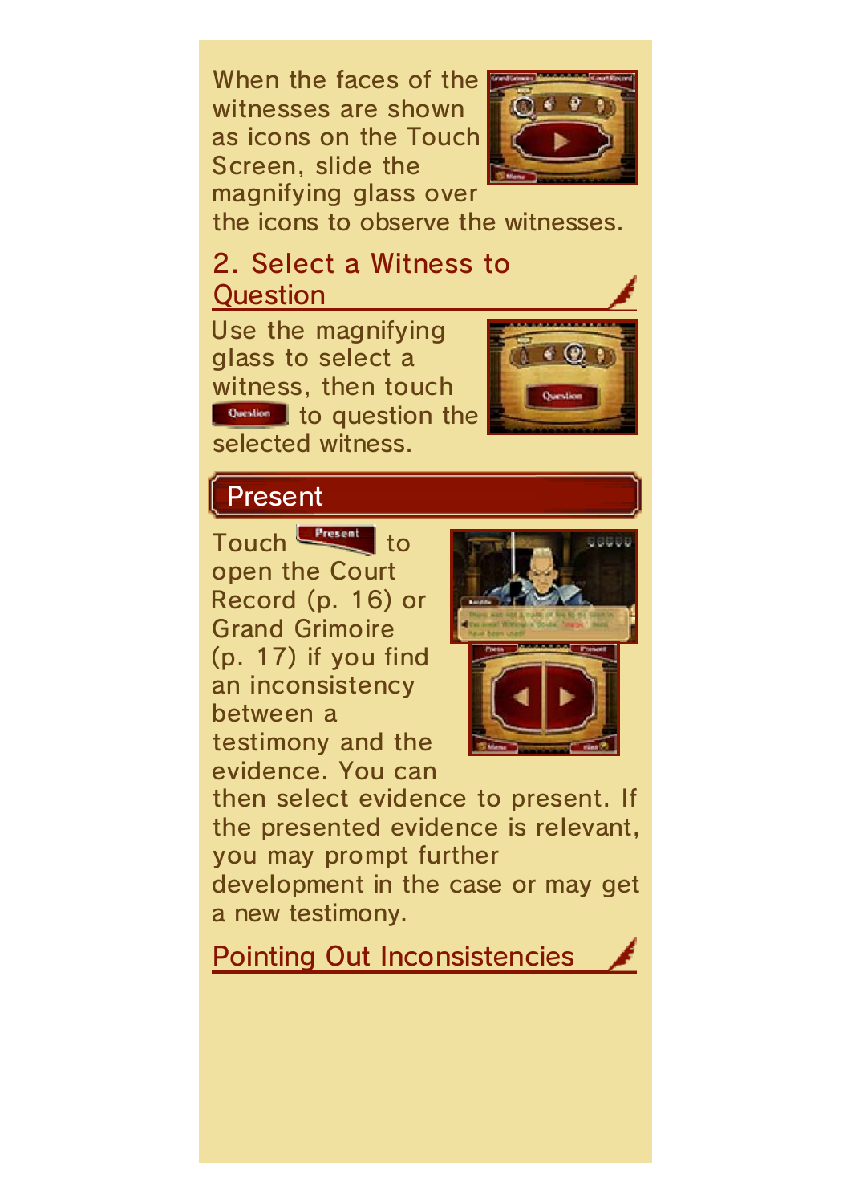When the faces of the witnesses are shown as icons on the Touch Screen, slide the magnifying glass over the icons to observe the witnesses.

### 2. Select a Witness to Question

Use the magnifying glass to select a witness, then touch Question to question the selected witness.

## Present

Touch Present to open the Court Record (p. 16) or Grand Grimoire (p. 17) if you find an inconsistency between a testimony and the evidence. You can then select evidence to present. If the presented evidence is relevant, you may prompt further development in the case or may get a new testimony.

### Pointing Out Inconsistencies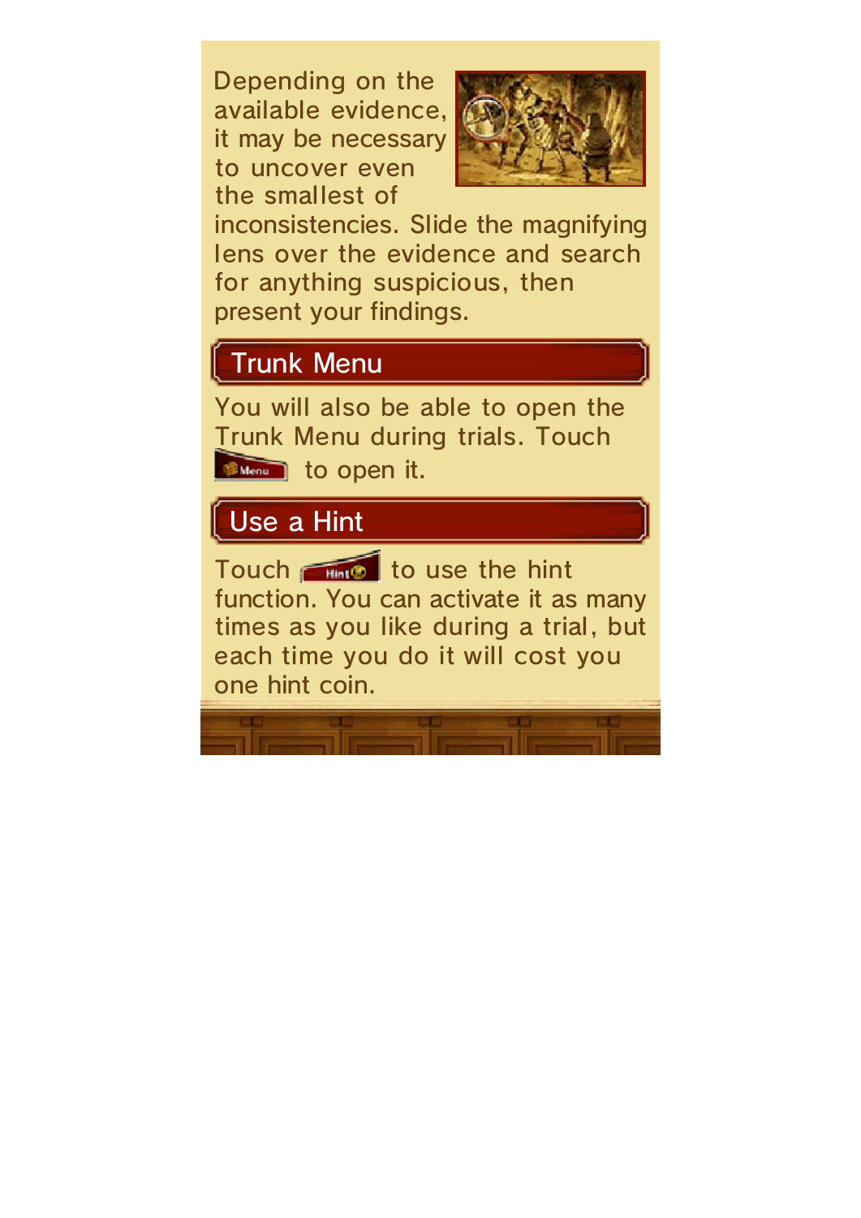Depending on the available evidence, it may be necessary to uncover even the smallest of inconsistencies. Slide the magnifying lens over the evidence and search for anything suspicious, then present your findings.

## Trunk Menu

You will also be able to open the Trunk Menu during trials. Touch Menu to open it.

## Use a Hint

Touch Hint to use the hint function. You can activate it as many times as you like during a trial, but each time you do it will cost you one hint coin.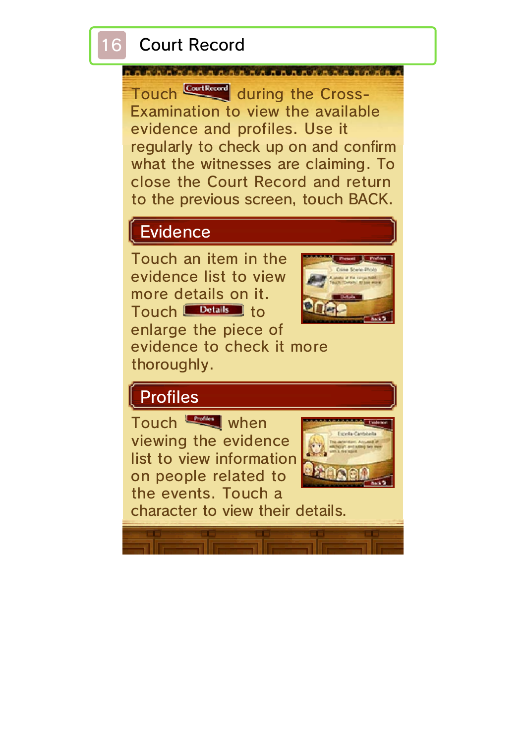# 16 Court Record

Touch Court Record during the Cross-Examination to view the available evidence and profiles. Use it regularly to check up on and confirm what the witnesses are claiming. To close the Court Record and return to the previous screen, touch BACK.

## Evidence

Touch an item in the evidence list to view more details on it. Touch Details to enlarge the piece of evidence to check it more thoroughly.

## Profiles

Touch Profiles when viewing the evidence list to view information on people related to the events. Touch a character to view their details.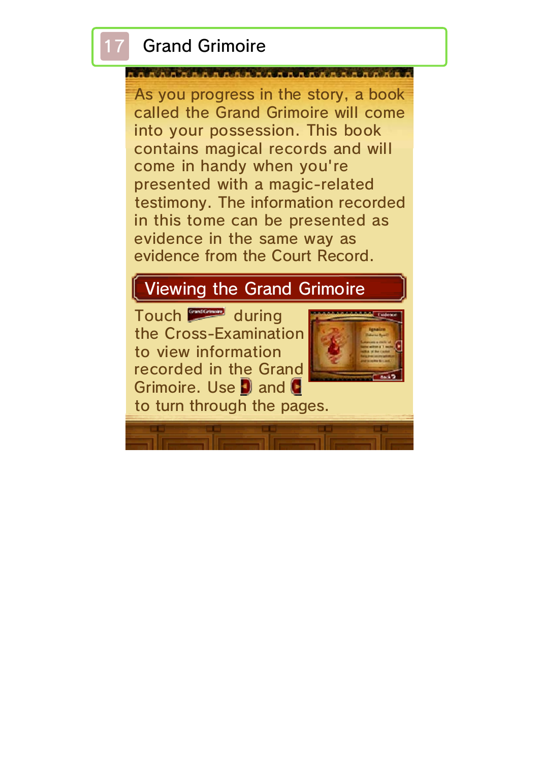# 17 Grand Grimoire

As you progress in the story, a book called the Grand Grimoire will come into your possession. This book contains magical records and will come in handy when you're presented with a magic-related testimony. The information recorded in this tome can be presented as evidence in the same way as evidence from the Court Record.

## Viewing the Grand Grimoire

Touch [Grand Grimoire] during the Cross-Examination to view information recorded in the Grand Grimoire. Use [◀] and [▶] to turn through the pages.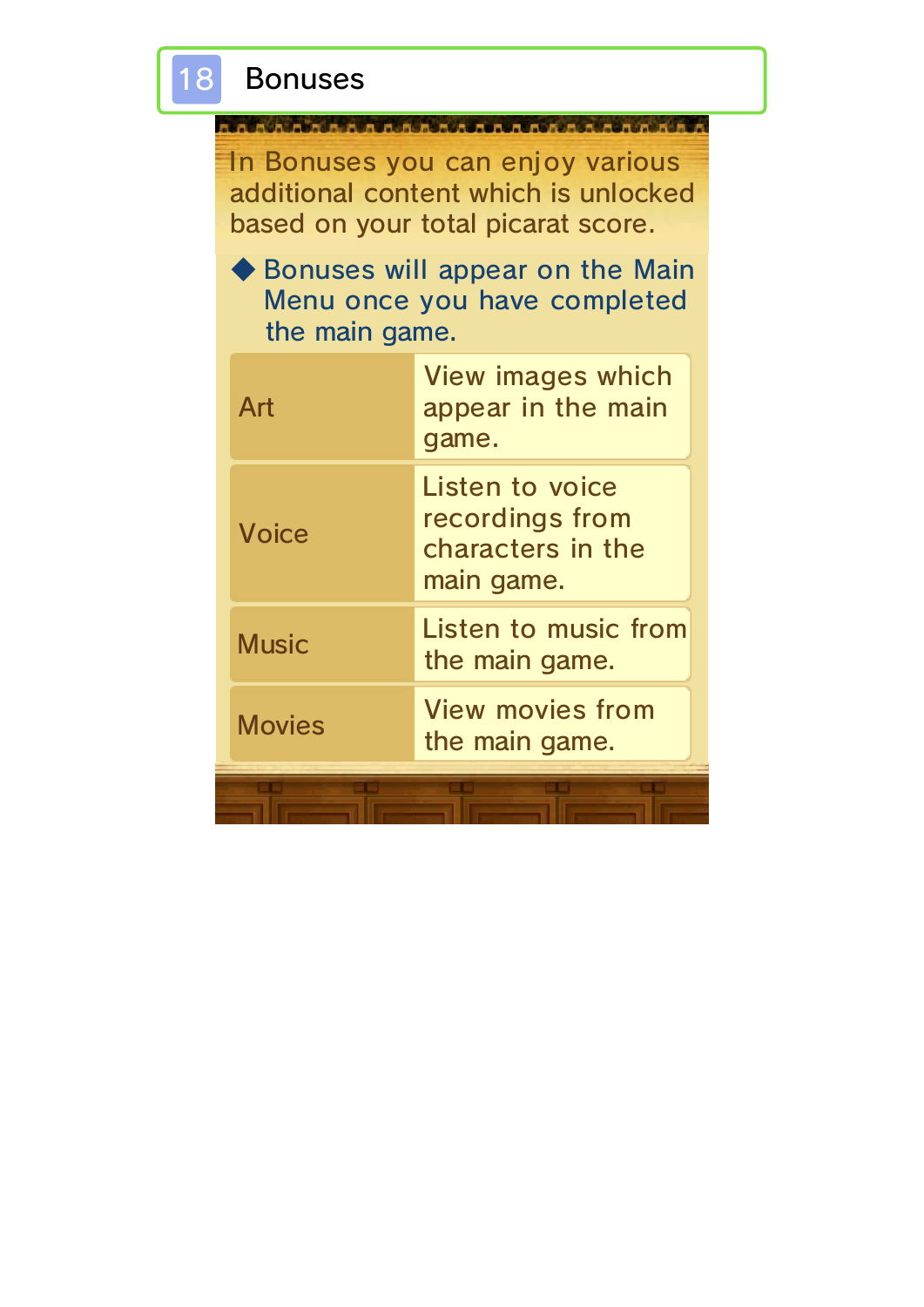# 18 Bonuses

In Bonuses you can enjoy various additional content which is unlocked based on your total picarat score.

◆ Bonuses will appear on the Main Menu once you have completed the main game.

| | |
|---|---|
| Art | View images which appear in the main game. |
| Voice | Listen to voice recordings from characters in the main game. |
| Music | Listen to music from the main game. |
| Movies | View movies from the main game. |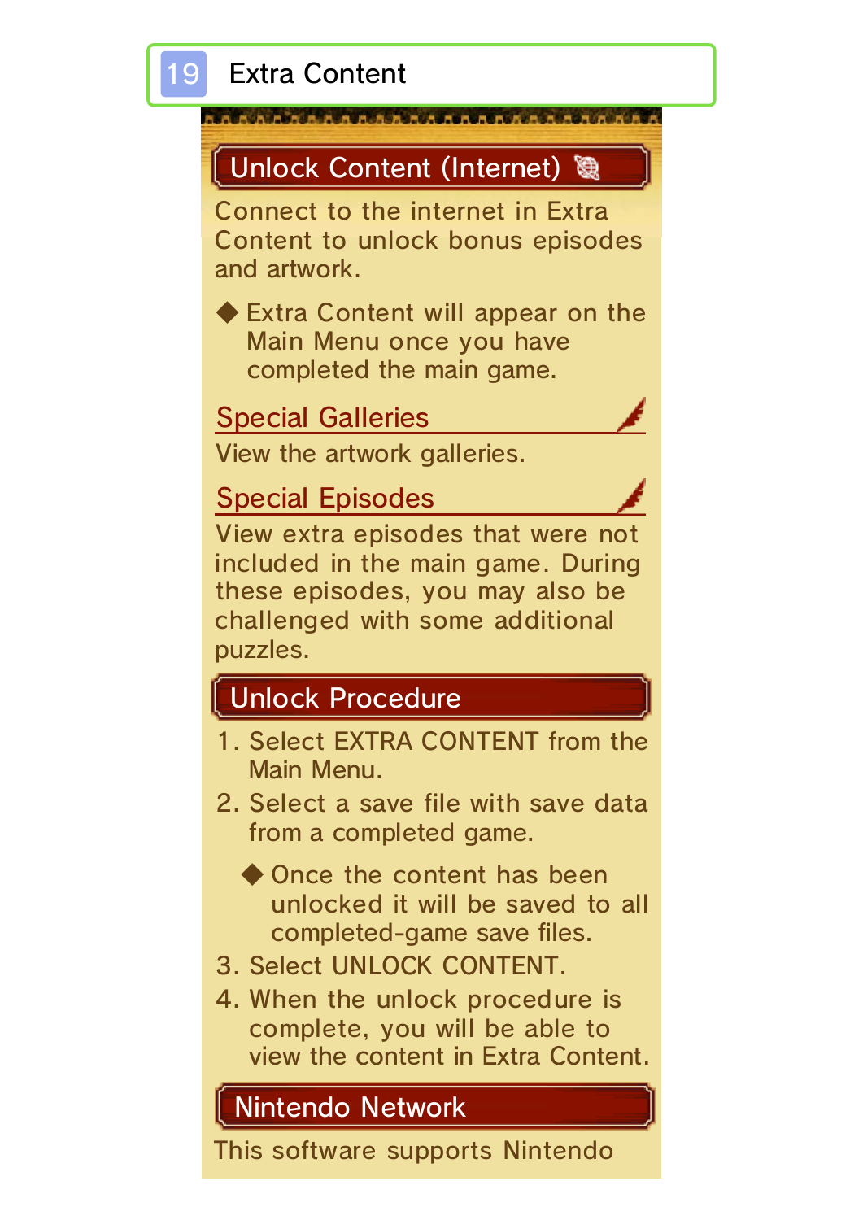# 19 Extra Content

## Unlock Content (Internet)

Connect to the internet in Extra Content to unlock bonus episodes and artwork.

◆ Extra Content will appear on the Main Menu once you have completed the main game.

### Special Galleries

View the artwork galleries.

### Special Episodes

View extra episodes that were not included in the main game. During these episodes, you may also be challenged with some additional puzzles.

## Unlock Procedure

1. Select EXTRA CONTENT from the Main Menu.
2. Select a save file with save data from a completed game.

   ◆ Once the content has been unlocked it will be saved to all completed-game save files.

3. Select UNLOCK CONTENT.
4. When the unlock procedure is complete, you will be able to view the content in Extra Content.

## Nintendo Network

This software supports Nintendo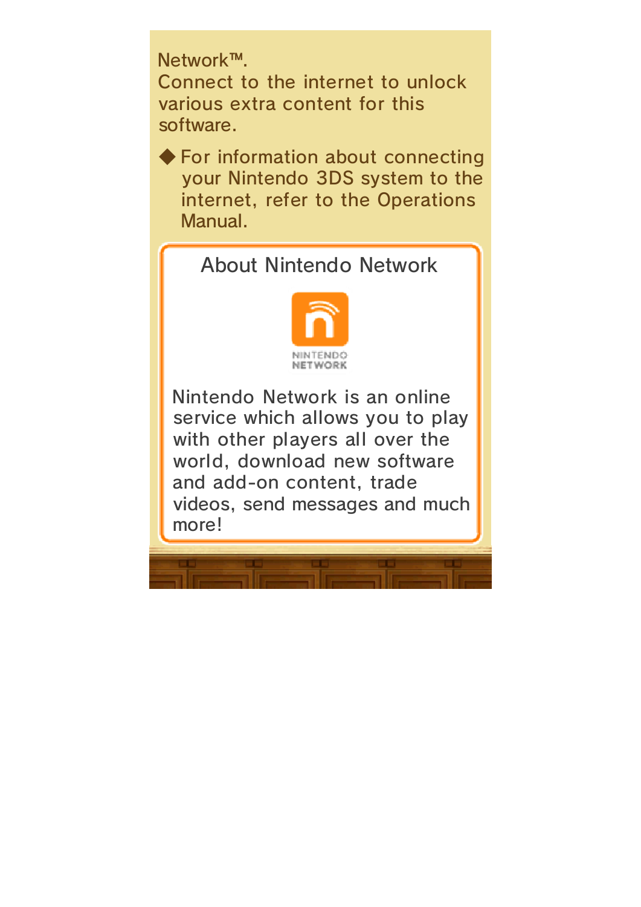Network™.
Connect to the internet to unlock various extra content for this software.

◆ For information about connecting your Nintendo 3DS system to the internet, refer to the Operations Manual.

## About Nintendo Network

NINTENDO NETWORK

Nintendo Network is an online service which allows you to play with other players all over the world, download new software and add-on content, trade videos, send messages and much more!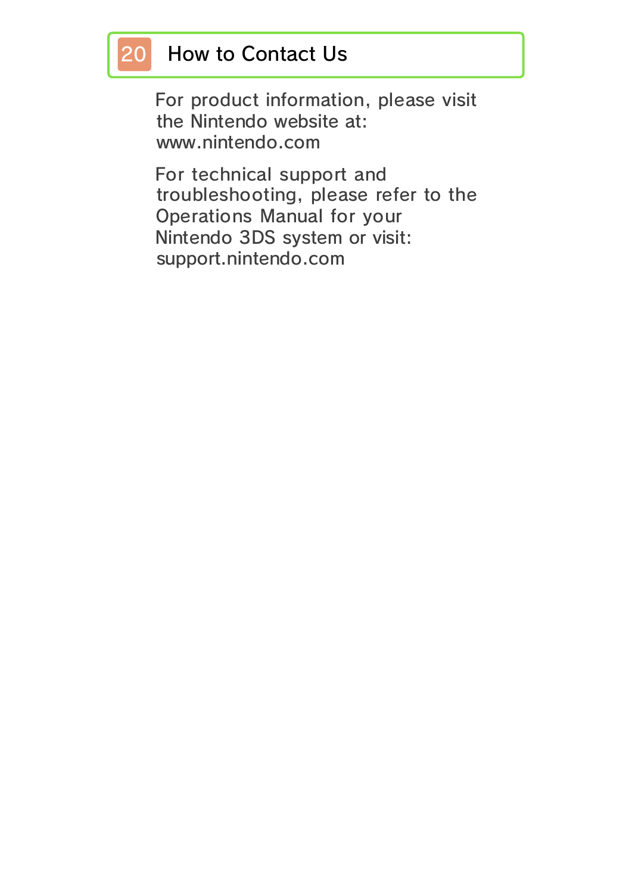## 20 How to Contact Us

For product information, please visit the Nintendo website at: www.nintendo.com

For technical support and troubleshooting, please refer to the Operations Manual for your Nintendo 3DS system or visit: support.nintendo.com